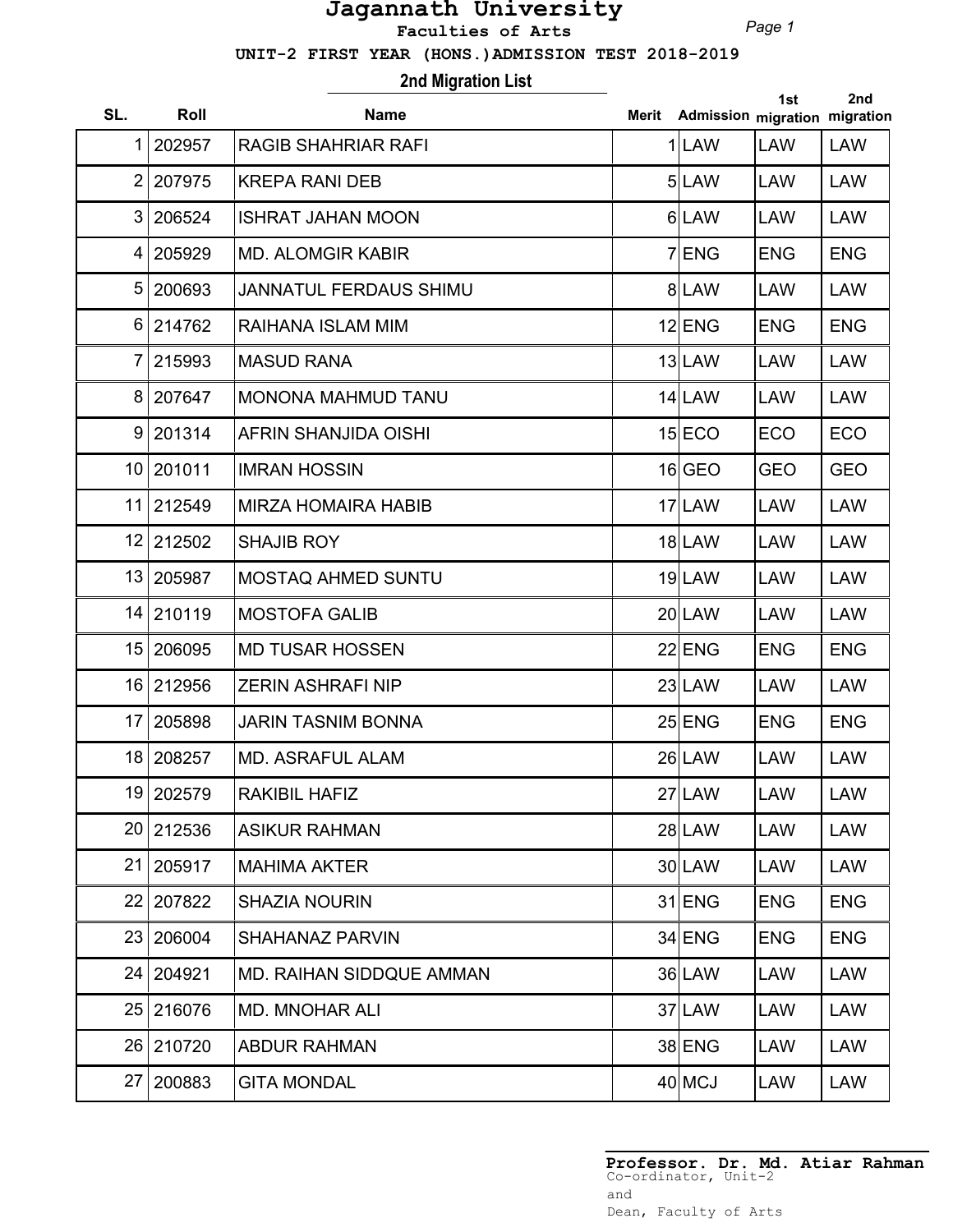# Jagannath University

**Faculties of Arts**

**UNIT-2 FIRST YEAR (HONS.)ADMISSION TEST 2018-2019**

## 2nd Migration List

| SL. | Roll | Name | Merit | Admission | 1st migration | 2nd migration |
|---|---|---|---|---|---|---|
| 1 | 202957 | RAGIB SHAHRIAR RAFI | 1 | LAW | LAW | LAW |
| 2 | 207975 | KREPA RANI DEB | 5 | LAW | LAW | LAW |
| 3 | 206524 | ISHRAT JAHAN MOON | 6 | LAW | LAW | LAW |
| 4 | 205929 | MD. ALOMGIR KABIR | 7 | ENG | ENG | ENG |
| 5 | 200693 | JANNATUL FERDAUS SHIMU | 8 | LAW | LAW | LAW |
| 6 | 214762 | RAIHANA ISLAM MIM | 12 | ENG | ENG | ENG |
| 7 | 215993 | MASUD RANA | 13 | LAW | LAW | LAW |
| 8 | 207647 | MONONA MAHMUD TANU | 14 | LAW | LAW | LAW |
| 9 | 201314 | AFRIN SHANJIDA OISHI | 15 | ECO | ECO | ECO |
| 10 | 201011 | IMRAN HOSSIN | 16 | GEO | GEO | GEO |
| 11 | 212549 | MIRZA HOMAIRA HABIB | 17 | LAW | LAW | LAW |
| 12 | 212502 | SHAJIB ROY | 18 | LAW | LAW | LAW |
| 13 | 205987 | MOSTAQ AHMED SUNTU | 19 | LAW | LAW | LAW |
| 14 | 210119 | MOSTOFA GALIB | 20 | LAW | LAW | LAW |
| 15 | 206095 | MD TUSAR HOSSEN | 22 | ENG | ENG | ENG |
| 16 | 212956 | ZERIN ASHRAFI NIP | 23 | LAW | LAW | LAW |
| 17 | 205898 | JARIN TASNIM BONNA | 25 | ENG | ENG | ENG |
| 18 | 208257 | MD. ASRAFUL ALAM | 26 | LAW | LAW | LAW |
| 19 | 202579 | RAKIBIL HAFIZ | 27 | LAW | LAW | LAW |
| 20 | 212536 | ASIKUR RAHMAN | 28 | LAW | LAW | LAW |
| 21 | 205917 | MAHIMA AKTER | 30 | LAW | LAW | LAW |
| 22 | 207822 | SHAZIA NOURIN | 31 | ENG | ENG | ENG |
| 23 | 206004 | SHAHANAZ PARVIN | 34 | ENG | ENG | ENG |
| 24 | 204921 | MD. RAIHAN SIDDQUE AMMAN | 36 | LAW | LAW | LAW |
| 25 | 216076 | MD. MNOHAR ALI | 37 | LAW | LAW | LAW |
| 26 | 210720 | ABDUR RAHMAN | 38 | ENG | LAW | LAW |
| 27 | 200883 | GITA MONDAL | 40 | MCJ | LAW | LAW |

**Professor. Dr. Md. Atiar Rahman**
Co-ordinator, Unit-2
and
Dean, Faculty of Arts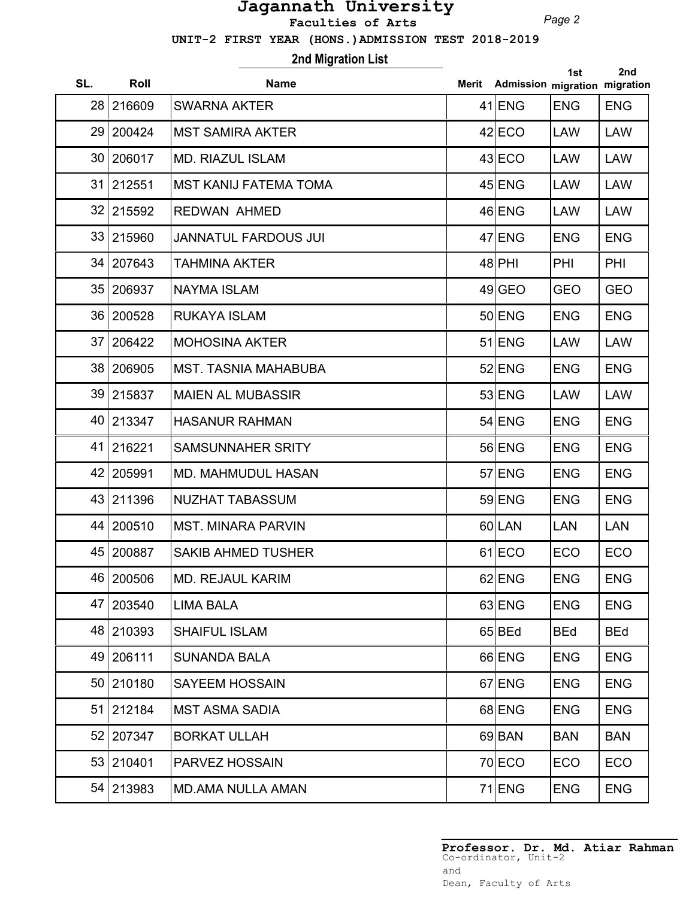# Jagannath University

**Faculties of Arts**

**UNIT-2 FIRST YEAR (HONS.)ADMISSION TEST 2018-2019**

## 2nd Migration List

| SL. | Roll | Name | Merit | Admission | 1st migration | 2nd migration |
|---|---|---|---|---|---|---|
| 28 | 216609 | SWARNA AKTER | 41 | ENG | ENG | ENG |
| 29 | 200424 | MST SAMIRA AKTER | 42 | ECO | LAW | LAW |
| 30 | 206017 | MD. RIAZUL ISLAM | 43 | ECO | LAW | LAW |
| 31 | 212551 | MST KANIJ FATEMA TOMA | 45 | ENG | LAW | LAW |
| 32 | 215592 | REDWAN AHMED | 46 | ENG | LAW | LAW |
| 33 | 215960 | JANNATUL FARDOUS JUI | 47 | ENG | ENG | ENG |
| 34 | 207643 | TAHMINA AKTER | 48 | PHI | PHI | PHI |
| 35 | 206937 | NAYMA ISLAM | 49 | GEO | GEO | GEO |
| 36 | 200528 | RUKAYA ISLAM | 50 | ENG | ENG | ENG |
| 37 | 206422 | MOHOSINA AKTER | 51 | ENG | LAW | LAW |
| 38 | 206905 | MST. TASNIA MAHABUBA | 52 | ENG | ENG | ENG |
| 39 | 215837 | MAIEN AL MUBASSIR | 53 | ENG | LAW | LAW |
| 40 | 213347 | HASANUR RAHMAN | 54 | ENG | ENG | ENG |
| 41 | 216221 | SAMSUNNAHER SRITY | 56 | ENG | ENG | ENG |
| 42 | 205991 | MD. MAHMUDUL HASAN | 57 | ENG | ENG | ENG |
| 43 | 211396 | NUZHAT TABASSUM | 59 | ENG | ENG | ENG |
| 44 | 200510 | MST. MINARA PARVIN | 60 | LAN | LAN | LAN |
| 45 | 200887 | SAKIB AHMED TUSHER | 61 | ECO | ECO | ECO |
| 46 | 200506 | MD. REJAUL KARIM | 62 | ENG | ENG | ENG |
| 47 | 203540 | LIMA BALA | 63 | ENG | ENG | ENG |
| 48 | 210393 | SHAIFUL ISLAM | 65 | BEd | BEd | BEd |
| 49 | 206111 | SUNANDA BALA | 66 | ENG | ENG | ENG |
| 50 | 210180 | SAYEEM HOSSAIN | 67 | ENG | ENG | ENG |
| 51 | 212184 | MST ASMA SADIA | 68 | ENG | ENG | ENG |
| 52 | 207347 | BORKAT ULLAH | 69 | BAN | BAN | BAN |
| 53 | 210401 | PARVEZ HOSSAIN | 70 | ECO | ECO | ECO |
| 54 | 213983 | MD.AMA NULLA AMAN | 71 | ENG | ENG | ENG |

**Professor. Dr. Md. Atiar Rahman**
Co-ordinator, Unit-2
and
Dean, Faculty of Arts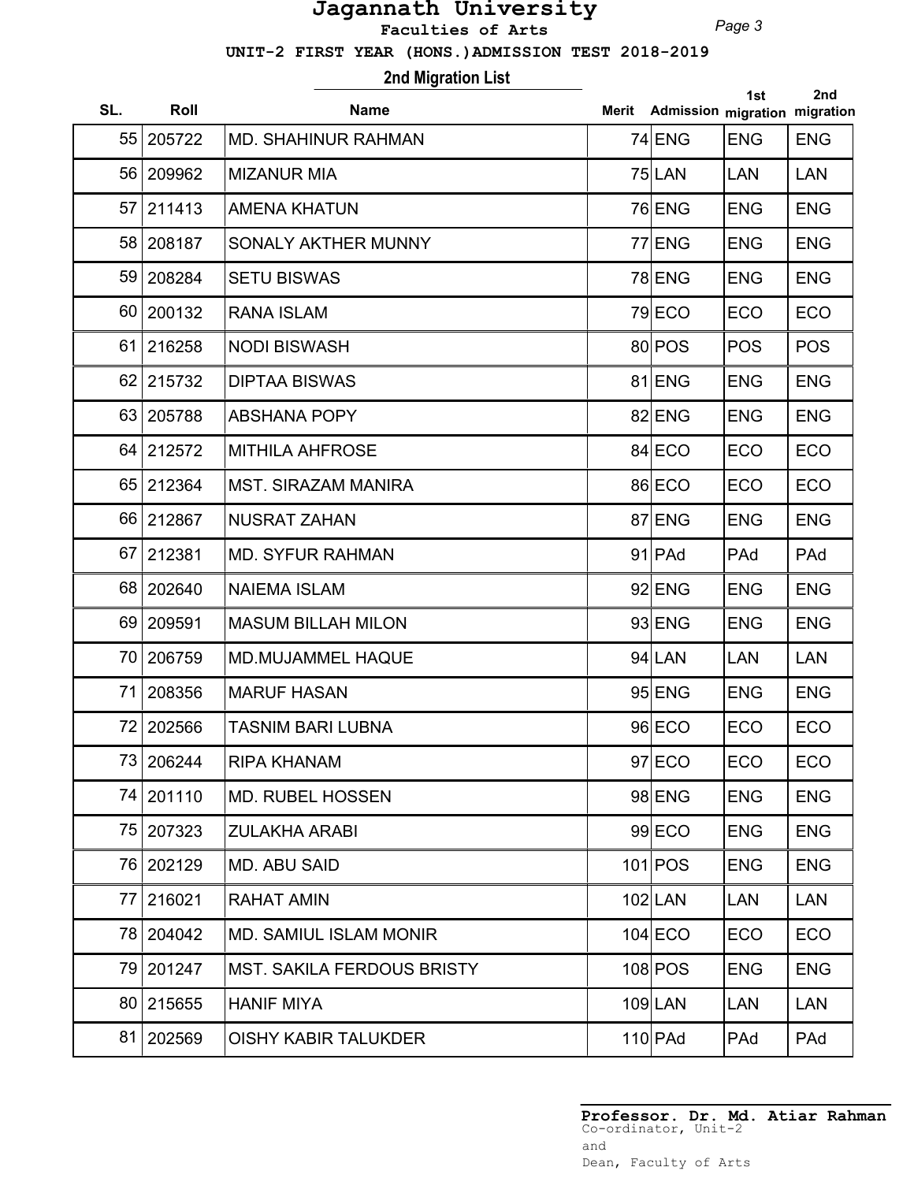# Jagannath University

**Faculties of Arts**

**UNIT-2 FIRST YEAR (HONS.)ADMISSION TEST 2018-2019**

## 2nd Migration List

| SL. | Roll | Name | Merit | Admission | 1st migration | 2nd migration |
|---|---|---|---|---|---|---|
| 55 | 205722 | MD. SHAHINUR RAHMAN | 74 | ENG | ENG | ENG |
| 56 | 209962 | MIZANUR MIA | 75 | LAN | LAN | LAN |
| 57 | 211413 | AMENA KHATUN | 76 | ENG | ENG | ENG |
| 58 | 208187 | SONALY AKTHER MUNNY | 77 | ENG | ENG | ENG |
| 59 | 208284 | SETU BISWAS | 78 | ENG | ENG | ENG |
| 60 | 200132 | RANA ISLAM | 79 | ECO | ECO | ECO |
| 61 | 216258 | NODI BISWASH | 80 | POS | POS | POS |
| 62 | 215732 | DIPTAA BISWAS | 81 | ENG | ENG | ENG |
| 63 | 205788 | ABSHANA POPY | 82 | ENG | ENG | ENG |
| 64 | 212572 | MITHILA AHFROSE | 84 | ECO | ECO | ECO |
| 65 | 212364 | MST. SIRAZAM MANIRA | 86 | ECO | ECO | ECO |
| 66 | 212867 | NUSRAT ZAHAN | 87 | ENG | ENG | ENG |
| 67 | 212381 | MD. SYFUR RAHMAN | 91 | PAd | PAd | PAd |
| 68 | 202640 | NAIEMA ISLAM | 92 | ENG | ENG | ENG |
| 69 | 209591 | MASUM BILLAH MILON | 93 | ENG | ENG | ENG |
| 70 | 206759 | MD.MUJAMMEL HAQUE | 94 | LAN | LAN | LAN |
| 71 | 208356 | MARUF HASAN | 95 | ENG | ENG | ENG |
| 72 | 202566 | TASNIM BARI LUBNA | 96 | ECO | ECO | ECO |
| 73 | 206244 | RIPA KHANAM | 97 | ECO | ECO | ECO |
| 74 | 201110 | MD. RUBEL HOSSEN | 98 | ENG | ENG | ENG |
| 75 | 207323 | ZULAKHA ARABI | 99 | ECO | ENG | ENG |
| 76 | 202129 | MD. ABU SAID | 101 | POS | ENG | ENG |
| 77 | 216021 | RAHAT AMIN | 102 | LAN | LAN | LAN |
| 78 | 204042 | MD. SAMIUL ISLAM MONIR | 104 | ECO | ECO | ECO |
| 79 | 201247 | MST. SAKILA FERDOUS BRISTY | 108 | POS | ENG | ENG |
| 80 | 215655 | HANIF MIYA | 109 | LAN | LAN | LAN |
| 81 | 202569 | OISHY KABIR TALUKDER | 110 | PAd | PAd | PAd |

**Professor. Dr. Md. Atiar Rahman**
Co-ordinator, Unit-2
and
Dean, Faculty of Arts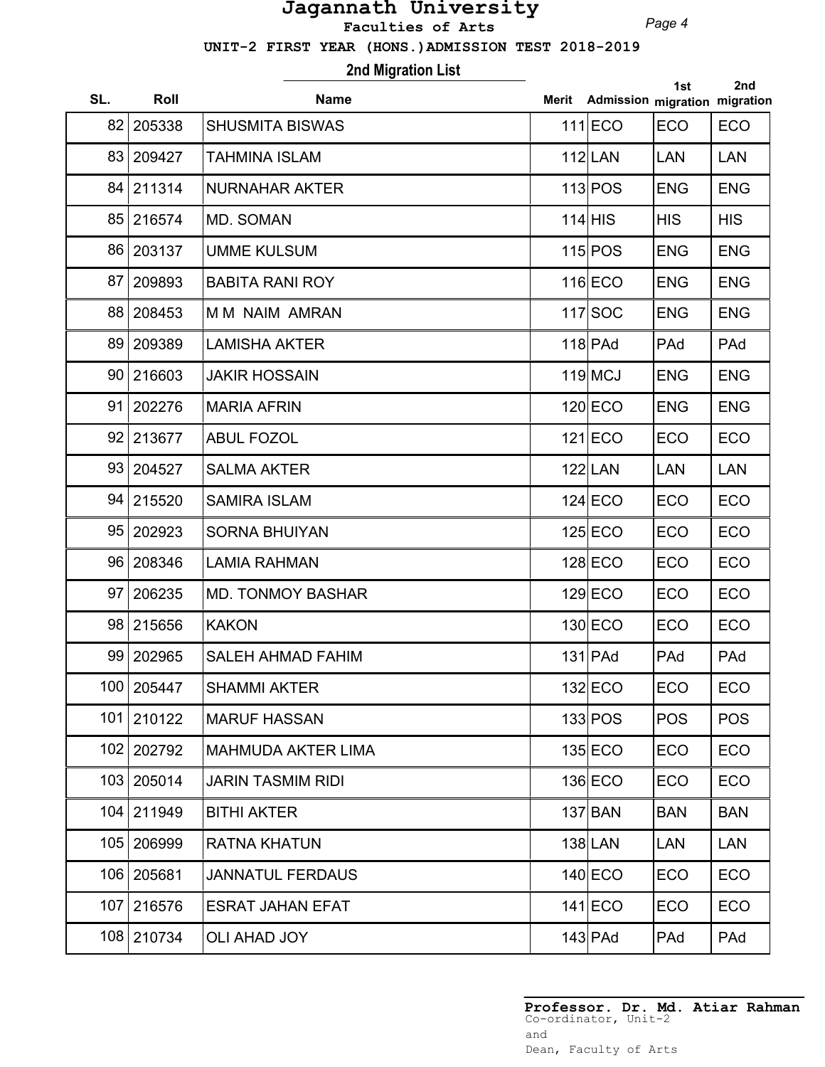# Jagannath University

**Faculties of Arts**

**UNIT-2 FIRST YEAR (HONS.)ADMISSION TEST 2018-2019**

## 2nd Migration List

| SL. | Roll | Name | Merit | Admission | 1st migration | 2nd migration |
|---|---|---|---|---|---|---|
| 82 | 205338 | SHUSMITA BISWAS | 111 | ECO | ECO | ECO |
| 83 | 209427 | TAHMINA ISLAM | 112 | LAN | LAN | LAN |
| 84 | 211314 | NURNAHAR AKTER | 113 | POS | ENG | ENG |
| 85 | 216574 | MD. SOMAN | 114 | HIS | HIS | HIS |
| 86 | 203137 | UMME KULSUM | 115 | POS | ENG | ENG |
| 87 | 209893 | BABITA RANI ROY | 116 | ECO | ENG | ENG |
| 88 | 208453 | M M NAIM AMRAN | 117 | SOC | ENG | ENG |
| 89 | 209389 | LAMISHA AKTER | 118 | PAd | PAd | PAd |
| 90 | 216603 | JAKIR HOSSAIN | 119 | MCJ | ENG | ENG |
| 91 | 202276 | MARIA AFRIN | 120 | ECO | ENG | ENG |
| 92 | 213677 | ABUL FOZOL | 121 | ECO | ECO | ECO |
| 93 | 204527 | SALMA AKTER | 122 | LAN | LAN | LAN |
| 94 | 215520 | SAMIRA ISLAM | 124 | ECO | ECO | ECO |
| 95 | 202923 | SORNA BHUIYAN | 125 | ECO | ECO | ECO |
| 96 | 208346 | LAMIA RAHMAN | 128 | ECO | ECO | ECO |
| 97 | 206235 | MD. TONMOY BASHAR | 129 | ECO | ECO | ECO |
| 98 | 215656 | KAKON | 130 | ECO | ECO | ECO |
| 99 | 202965 | SALEH AHMAD FAHIM | 131 | PAd | PAd | PAd |
| 100 | 205447 | SHAMMI AKTER | 132 | ECO | ECO | ECO |
| 101 | 210122 | MARUF HASSAN | 133 | POS | POS | POS |
| 102 | 202792 | MAHMUDA AKTER LIMA | 135 | ECO | ECO | ECO |
| 103 | 205014 | JARIN TASMIM RIDI | 136 | ECO | ECO | ECO |
| 104 | 211949 | BITHI AKTER | 137 | BAN | BAN | BAN |
| 105 | 206999 | RATNA KHATUN | 138 | LAN | LAN | LAN |
| 106 | 205681 | JANNATUL FERDAUS | 140 | ECO | ECO | ECO |
| 107 | 216576 | ESRAT JAHAN EFAT | 141 | ECO | ECO | ECO |
| 108 | 210734 | OLI AHAD JOY | 143 | PAd | PAd | PAd |

**Professor. Dr. Md. Atiar Rahman**
Co-ordinator, Unit-2
and
Dean, Faculty of Arts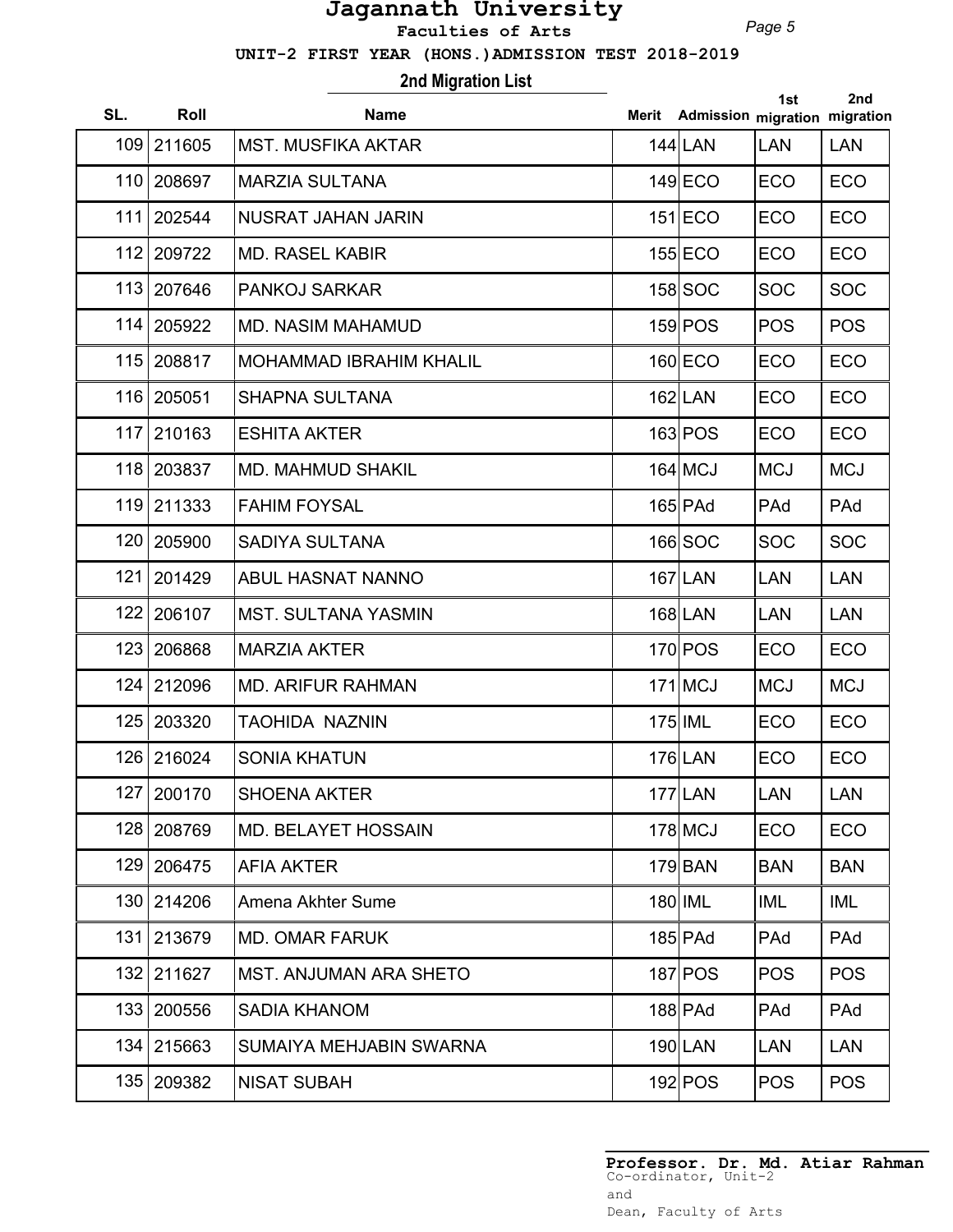# Jagannath University

**Faculties of Arts**

**UNIT-2 FIRST YEAR (HONS.)ADMISSION TEST 2018-2019**

**2nd Migration List**

| SL. | Roll | Name | Merit | Admission | 1st migration | 2nd migration |
|---|---|---|---|---|---|---|
| 109 | 211605 | MST. MUSFIKA AKTAR | 144 | LAN | LAN | LAN |
| 110 | 208697 | MARZIA SULTANA | 149 | ECO | ECO | ECO |
| 111 | 202544 | NUSRAT JAHAN JARIN | 151 | ECO | ECO | ECO |
| 112 | 209722 | MD. RASEL KABIR | 155 | ECO | ECO | ECO |
| 113 | 207646 | PANKOJ SARKAR | 158 | SOC | SOC | SOC |
| 114 | 205922 | MD. NASIM MAHAMUD | 159 | POS | POS | POS |
| 115 | 208817 | MOHAMMAD IBRAHIM KHALIL | 160 | ECO | ECO | ECO |
| 116 | 205051 | SHAPNA SULTANA | 162 | LAN | ECO | ECO |
| 117 | 210163 | ESHITA AKTER | 163 | POS | ECO | ECO |
| 118 | 203837 | MD. MAHMUD SHAKIL | 164 | MCJ | MCJ | MCJ |
| 119 | 211333 | FAHIM FOYSAL | 165 | PAd | PAd | PAd |
| 120 | 205900 | SADIYA SULTANA | 166 | SOC | SOC | SOC |
| 121 | 201429 | ABUL HASNAT NANNO | 167 | LAN | LAN | LAN |
| 122 | 206107 | MST. SULTANA YASMIN | 168 | LAN | LAN | LAN |
| 123 | 206868 | MARZIA AKTER | 170 | POS | ECO | ECO |
| 124 | 212096 | MD. ARIFUR RAHMAN | 171 | MCJ | MCJ | MCJ |
| 125 | 203320 | TAOHIDA NAZNIN | 175 | IML | ECO | ECO |
| 126 | 216024 | SONIA KHATUN | 176 | LAN | ECO | ECO |
| 127 | 200170 | SHOENA AKTER | 177 | LAN | LAN | LAN |
| 128 | 208769 | MD. BELAYET HOSSAIN | 178 | MCJ | ECO | ECO |
| 129 | 206475 | AFIA AKTER | 179 | BAN | BAN | BAN |
| 130 | 214206 | Amena Akhter Sume | 180 | IML | IML | IML |
| 131 | 213679 | MD. OMAR FARUK | 185 | PAd | PAd | PAd |
| 132 | 211627 | MST. ANJUMAN ARA SHETO | 187 | POS | POS | POS |
| 133 | 200556 | SADIA KHANOM | 188 | PAd | PAd | PAd |
| 134 | 215663 | SUMAIYA MEHJABIN SWARNA | 190 | LAN | LAN | LAN |
| 135 | 209382 | NISAT SUBAH | 192 | POS | POS | POS |

**Professor. Dr. Md. Atiar Rahman**
Co-ordinator, Unit-2
and
Dean, Faculty of Arts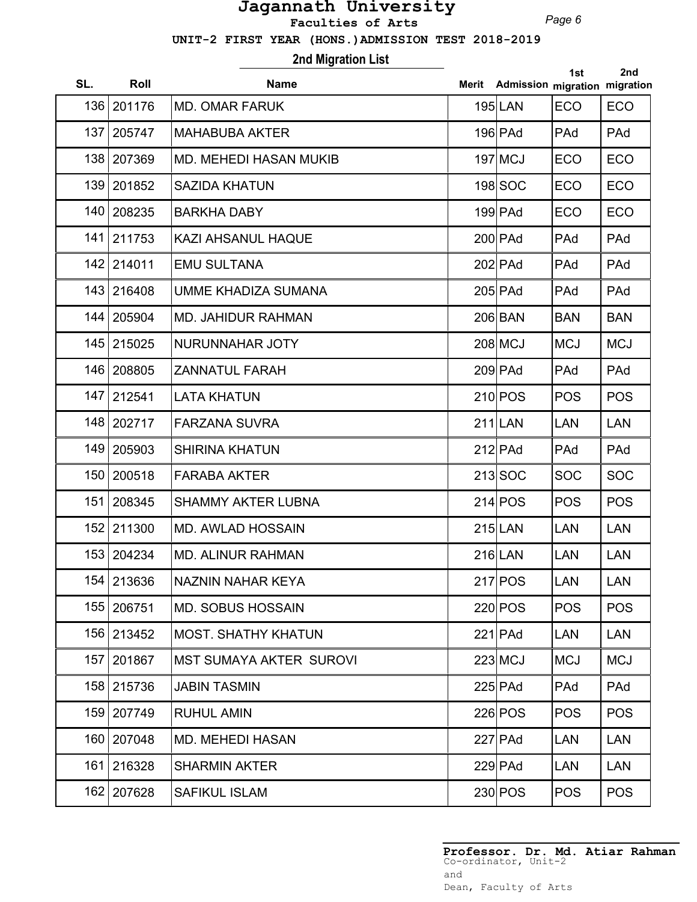# Jagannath University

**Faculties of Arts**

**UNIT-2 FIRST YEAR (HONS.)ADMISSION TEST 2018-2019**

## 2nd Migration List

| SL. | Roll | Name | Merit | Admission | 1st migration | 2nd migration |
|---|---|---|---|---|---|---|
| 136 | 201176 | MD. OMAR FARUK | 195 | LAN | ECO | ECO |
| 137 | 205747 | MAHABUBA AKTER | 196 | PAd | PAd | PAd |
| 138 | 207369 | MD. MEHEDI HASAN MUKIB | 197 | MCJ | ECO | ECO |
| 139 | 201852 | SAZIDA KHATUN | 198 | SOC | ECO | ECO |
| 140 | 208235 | BARKHA DABY | 199 | PAd | ECO | ECO |
| 141 | 211753 | KAZI AHSANUL HAQUE | 200 | PAd | PAd | PAd |
| 142 | 214011 | EMU SULTANA | 202 | PAd | PAd | PAd |
| 143 | 216408 | UMME KHADIZA SUMANA | 205 | PAd | PAd | PAd |
| 144 | 205904 | MD. JAHIDUR RAHMAN | 206 | BAN | BAN | BAN |
| 145 | 215025 | NURUNNAHAR JOTY | 208 | MCJ | MCJ | MCJ |
| 146 | 208805 | ZANNATUL FARAH | 209 | PAd | PAd | PAd |
| 147 | 212541 | LATA KHATUN | 210 | POS | POS | POS |
| 148 | 202717 | FARZANA SUVRA | 211 | LAN | LAN | LAN |
| 149 | 205903 | SHIRINA KHATUN | 212 | PAd | PAd | PAd |
| 150 | 200518 | FARABA AKTER | 213 | SOC | SOC | SOC |
| 151 | 208345 | SHAMMY AKTER LUBNA | 214 | POS | POS | POS |
| 152 | 211300 | MD. AWLAD HOSSAIN | 215 | LAN | LAN | LAN |
| 153 | 204234 | MD. ALINUR RAHMAN | 216 | LAN | LAN | LAN |
| 154 | 213636 | NAZNIN NAHAR KEYA | 217 | POS | LAN | LAN |
| 155 | 206751 | MD. SOBUS HOSSAIN | 220 | POS | POS | POS |
| 156 | 213452 | MOST. SHATHY KHATUN | 221 | PAd | LAN | LAN |
| 157 | 201867 | MST SUMAYA AKTER SUROVI | 223 | MCJ | MCJ | MCJ |
| 158 | 215736 | JABIN TASMIN | 225 | PAd | PAd | PAd |
| 159 | 207749 | RUHUL AMIN | 226 | POS | POS | POS |
| 160 | 207048 | MD. MEHEDI HASAN | 227 | PAd | LAN | LAN |
| 161 | 216328 | SHARMIN AKTER | 229 | PAd | LAN | LAN |
| 162 | 207628 | SAFIKUL ISLAM | 230 | POS | POS | POS |

**Professor. Dr. Md. Atiar Rahman**
Co-ordinator, Unit-2
and
Dean, Faculty of Arts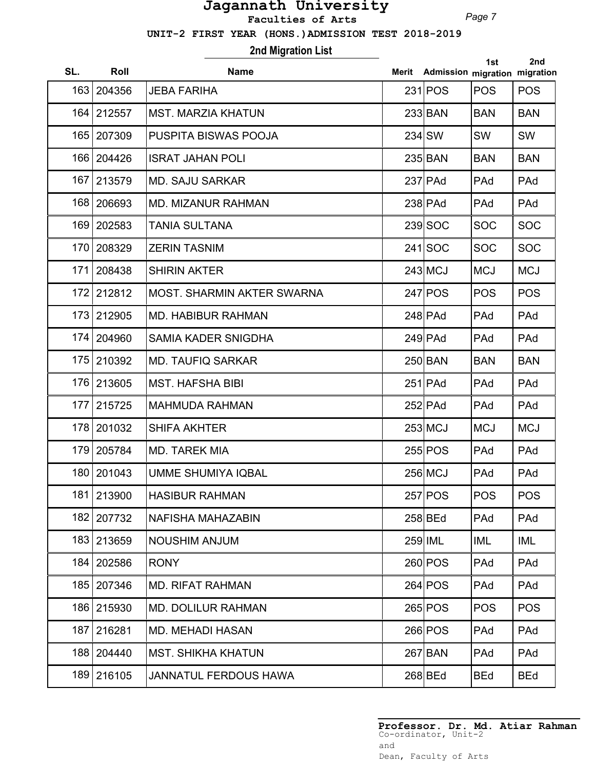# Jagannath University

**Faculties of Arts**

**UNIT-2 FIRST YEAR (HONS.)ADMISSION TEST 2018-2019**

## 2nd Migration List

| SL. | Roll | Name | Merit | Admission | 1st migration | 2nd migration |
|---|---|---|---|---|---|---|
| 163 | 204356 | JEBA FARIHA | 231 | POS | POS | POS |
| 164 | 212557 | MST. MARZIA KHATUN | 233 | BAN | BAN | BAN |
| 165 | 207309 | PUSPITA BISWAS POOJA | 234 | SW | SW | SW |
| 166 | 204426 | ISRAT JAHAN POLI | 235 | BAN | BAN | BAN |
| 167 | 213579 | MD. SAJU SARKAR | 237 | PAd | PAd | PAd |
| 168 | 206693 | MD. MIZANUR RAHMAN | 238 | PAd | PAd | PAd |
| 169 | 202583 | TANIA SULTANA | 239 | SOC | SOC | SOC |
| 170 | 208329 | ZERIN TASNIM | 241 | SOC | SOC | SOC |
| 171 | 208438 | SHIRIN AKTER | 243 | MCJ | MCJ | MCJ |
| 172 | 212812 | MOST. SHARMIN AKTER SWARNA | 247 | POS | POS | POS |
| 173 | 212905 | MD. HABIBUR RAHMAN | 248 | PAd | PAd | PAd |
| 174 | 204960 | SAMIA KADER SNIGDHA | 249 | PAd | PAd | PAd |
| 175 | 210392 | MD. TAUFIQ SARKAR | 250 | BAN | BAN | BAN |
| 176 | 213605 | MST. HAFSHA BIBI | 251 | PAd | PAd | PAd |
| 177 | 215725 | MAHMUDA RAHMAN | 252 | PAd | PAd | PAd |
| 178 | 201032 | SHIFA AKHTER | 253 | MCJ | MCJ | MCJ |
| 179 | 205784 | MD. TAREK MIA | 255 | POS | PAd | PAd |
| 180 | 201043 | UMME SHUMIYA IQBAL | 256 | MCJ | PAd | PAd |
| 181 | 213900 | HASIBUR RAHMAN | 257 | POS | POS | POS |
| 182 | 207732 | NAFISHA MAHAZABIN | 258 | BEd | PAd | PAd |
| 183 | 213659 | NOUSHIM ANJUM | 259 | IML | IML | IML |
| 184 | 202586 | RONY | 260 | POS | PAd | PAd |
| 185 | 207346 | MD. RIFAT RAHMAN | 264 | POS | PAd | PAd |
| 186 | 215930 | MD. DOLILUR RAHMAN | 265 | POS | POS | POS |
| 187 | 216281 | MD. MEHADI HASAN | 266 | POS | PAd | PAd |
| 188 | 204440 | MST. SHIKHA KHATUN | 267 | BAN | PAd | PAd |
| 189 | 216105 | JANNATUL FERDOUS HAWA | 268 | BEd | BEd | BEd |

**Professor. Dr. Md. Atiar Rahman**
Co-ordinator, Unit-2
and
Dean, Faculty of Arts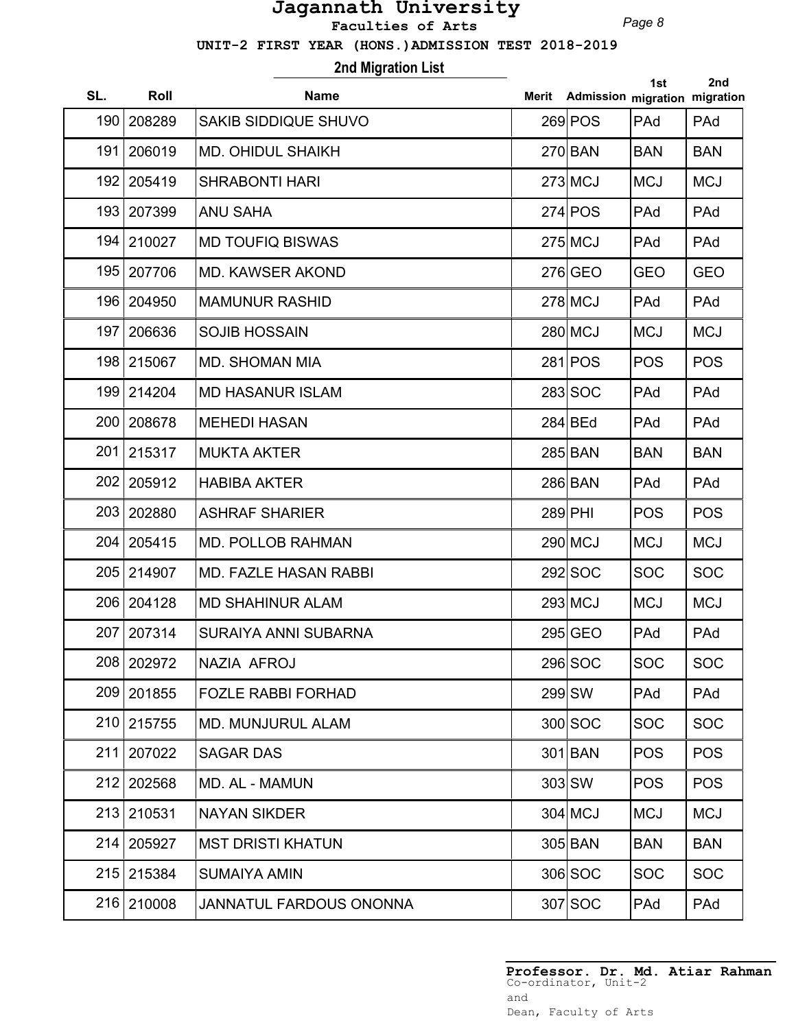# Jagannath University

**Faculties of Arts**

**UNIT-2 FIRST YEAR (HONS.)ADMISSION TEST 2018-2019**

## 2nd Migration List

| SL. | Roll | Name | Merit | Admission | 1st migration | 2nd migration |
|---|---|---|---|---|---|---|
| 190 | 208289 | SAKIB SIDDIQUE SHUVO | 269 | POS | PAd | PAd |
| 191 | 206019 | MD. OHIDUL SHAIKH | 270 | BAN | BAN | BAN |
| 192 | 205419 | SHRABONTI HARI | 273 | MCJ | MCJ | MCJ |
| 193 | 207399 | ANU SAHA | 274 | POS | PAd | PAd |
| 194 | 210027 | MD TOUFIQ BISWAS | 275 | MCJ | PAd | PAd |
| 195 | 207706 | MD. KAWSER AKOND | 276 | GEO | GEO | GEO |
| 196 | 204950 | MAMUNUR RASHID | 278 | MCJ | PAd | PAd |
| 197 | 206636 | SOJIB HOSSAIN | 280 | MCJ | MCJ | MCJ |
| 198 | 215067 | MD. SHOMAN MIA | 281 | POS | POS | POS |
| 199 | 214204 | MD HASANUR ISLAM | 283 | SOC | PAd | PAd |
| 200 | 208678 | MEHEDI HASAN | 284 | BEd | PAd | PAd |
| 201 | 215317 | MUKTA AKTER | 285 | BAN | BAN | BAN |
| 202 | 205912 | HABIBA AKTER | 286 | BAN | PAd | PAd |
| 203 | 202880 | ASHRAF SHARIER | 289 | PHI | POS | POS |
| 204 | 205415 | MD. POLLOB RAHMAN | 290 | MCJ | MCJ | MCJ |
| 205 | 214907 | MD. FAZLE HASAN RABBI | 292 | SOC | SOC | SOC |
| 206 | 204128 | MD SHAHINUR ALAM | 293 | MCJ | MCJ | MCJ |
| 207 | 207314 | SURAIYA ANNI SUBARNA | 295 | GEO | PAd | PAd |
| 208 | 202972 | NAZIA AFROJ | 296 | SOC | SOC | SOC |
| 209 | 201855 | FOZLE RABBI FORHAD | 299 | SW | PAd | PAd |
| 210 | 215755 | MD. MUNJURUL ALAM | 300 | SOC | SOC | SOC |
| 211 | 207022 | SAGAR DAS | 301 | BAN | POS | POS |
| 212 | 202568 | MD. AL - MAMUN | 303 | SW | POS | POS |
| 213 | 210531 | NAYAN SIKDER | 304 | MCJ | MCJ | MCJ |
| 214 | 205927 | MST DRISTI KHATUN | 305 | BAN | BAN | BAN |
| 215 | 215384 | SUMAIYA AMIN | 306 | SOC | SOC | SOC |
| 216 | 210008 | JANNATUL FARDOUS ONONNA | 307 | SOC | PAd | PAd |

**Professor. Dr. Md. Atiar Rahman**
Co-ordinator, Unit-2
and
Dean, Faculty of Arts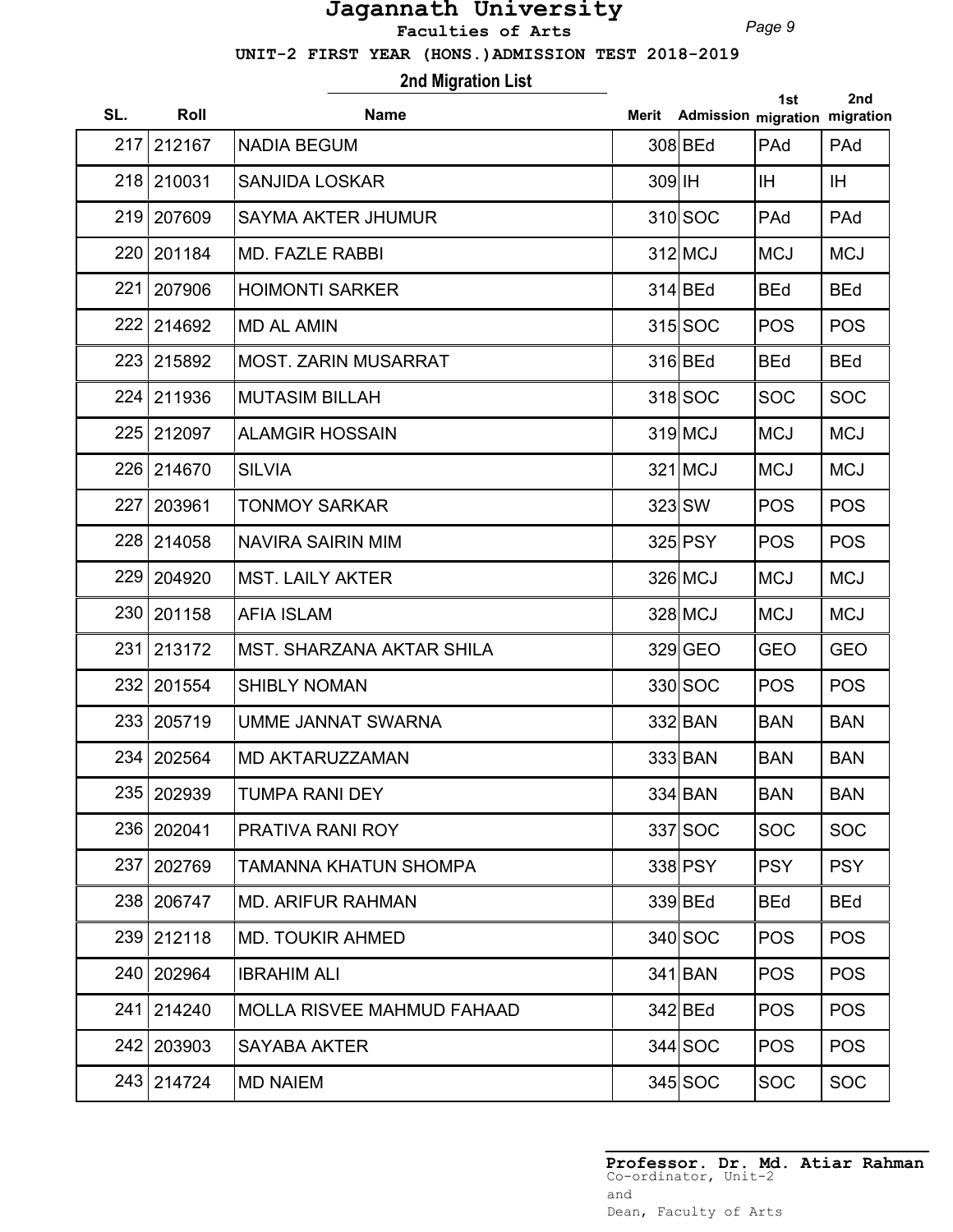# Jagannath University

**Faculties of Arts**

**UNIT-2 FIRST YEAR (HONS.)ADMISSION TEST 2018-2019**

## 2nd Migration List

| SL. | Roll | Name | Merit | Admission | 1st migration | 2nd migration |
|---|---|---|---|---|---|---|
| 217 | 212167 | NADIA BEGUM | 308 | BEd | PAd | PAd |
| 218 | 210031 | SANJIDA LOSKAR | 309 | IH | IH | IH |
| 219 | 207609 | SAYMA AKTER JHUMUR | 310 | SOC | PAd | PAd |
| 220 | 201184 | MD. FAZLE RABBI | 312 | MCJ | MCJ | MCJ |
| 221 | 207906 | HOIMONTI SARKER | 314 | BEd | BEd | BEd |
| 222 | 214692 | MD AL AMIN | 315 | SOC | POS | POS |
| 223 | 215892 | MOST. ZARIN MUSARRAT | 316 | BEd | BEd | BEd |
| 224 | 211936 | MUTASIM BILLAH | 318 | SOC | SOC | SOC |
| 225 | 212097 | ALAMGIR HOSSAIN | 319 | MCJ | MCJ | MCJ |
| 226 | 214670 | SILVIA | 321 | MCJ | MCJ | MCJ |
| 227 | 203961 | TONMOY SARKAR | 323 | SW | POS | POS |
| 228 | 214058 | NAVIRA SAIRIN MIM | 325 | PSY | POS | POS |
| 229 | 204920 | MST. LAILY AKTER | 326 | MCJ | MCJ | MCJ |
| 230 | 201158 | AFIA ISLAM | 328 | MCJ | MCJ | MCJ |
| 231 | 213172 | MST. SHARZANA AKTAR SHILA | 329 | GEO | GEO | GEO |
| 232 | 201554 | SHIBLY NOMAN | 330 | SOC | POS | POS |
| 233 | 205719 | UMME JANNAT SWARNA | 332 | BAN | BAN | BAN |
| 234 | 202564 | MD AKTARUZZAMAN | 333 | BAN | BAN | BAN |
| 235 | 202939 | TUMPA RANI DEY | 334 | BAN | BAN | BAN |
| 236 | 202041 | PRATIVA RANI ROY | 337 | SOC | SOC | SOC |
| 237 | 202769 | TAMANNA KHATUN SHOMPA | 338 | PSY | PSY | PSY |
| 238 | 206747 | MD. ARIFUR RAHMAN | 339 | BEd | BEd | BEd |
| 239 | 212118 | MD. TOUKIR AHMED | 340 | SOC | POS | POS |
| 240 | 202964 | IBRAHIM ALI | 341 | BAN | POS | POS |
| 241 | 214240 | MOLLA RISVEE MAHMUD FAHAAD | 342 | BEd | POS | POS |
| 242 | 203903 | SAYABA AKTER | 344 | SOC | POS | POS |
| 243 | 214724 | MD NAIEM | 345 | SOC | SOC | SOC |

**Professor. Dr. Md. Atiar Rahman**
Co-ordinator, Unit-2
and
Dean, Faculty of Arts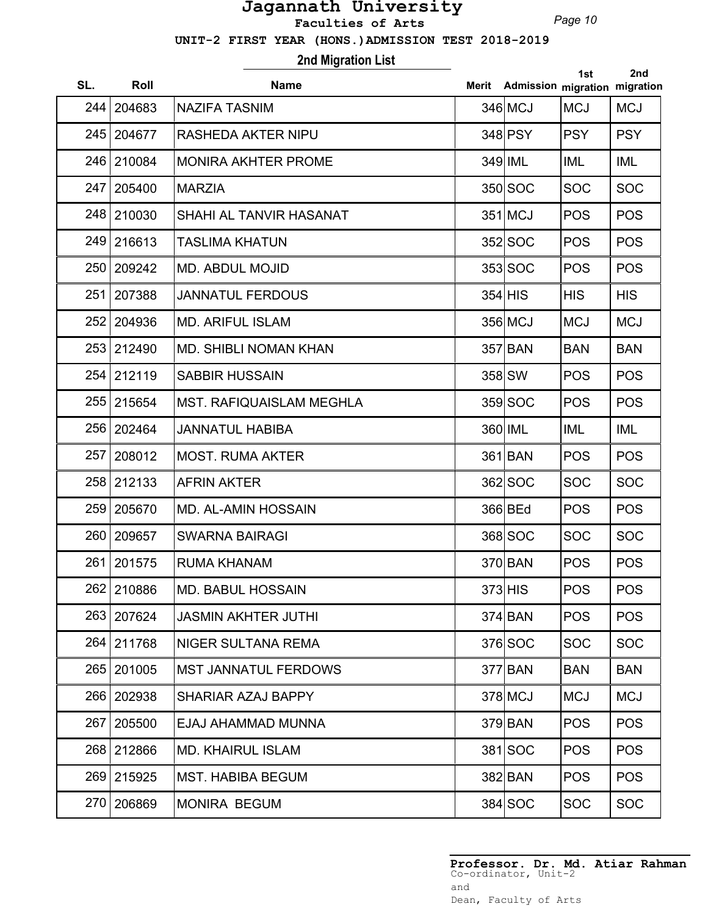# Jagannath University

**Faculties of Arts**

**UNIT-2 FIRST YEAR (HONS.)ADMISSION TEST 2018-2019**

## 2nd Migration List

| SL. | Roll | Name | Merit | Admission | 1st migration | 2nd migration |
|---|---|---|---|---|---|---|
| 244 | 204683 | NAZIFA TASNIM | 346 | MCJ | MCJ | MCJ |
| 245 | 204677 | RASHEDA AKTER NIPU | 348 | PSY | PSY | PSY |
| 246 | 210084 | MONIRA AKHTER PROME | 349 | IML | IML | IML |
| 247 | 205400 | MARZIA | 350 | SOC | SOC | SOC |
| 248 | 210030 | SHAHI AL TANVIR HASANAT | 351 | MCJ | POS | POS |
| 249 | 216613 | TASLIMA KHATUN | 352 | SOC | POS | POS |
| 250 | 209242 | MD. ABDUL MOJID | 353 | SOC | POS | POS |
| 251 | 207388 | JANNATUL FERDOUS | 354 | HIS | HIS | HIS |
| 252 | 204936 | MD. ARIFUL ISLAM | 356 | MCJ | MCJ | MCJ |
| 253 | 212490 | MD. SHIBLI NOMAN KHAN | 357 | BAN | BAN | BAN |
| 254 | 212119 | SABBIR HUSSAIN | 358 | SW | POS | POS |
| 255 | 215654 | MST. RAFIQUAISLAM MEGHLA | 359 | SOC | POS | POS |
| 256 | 202464 | JANNATUL HABIBA | 360 | IML | IML | IML |
| 257 | 208012 | MOST. RUMA AKTER | 361 | BAN | POS | POS |
| 258 | 212133 | AFRIN AKTER | 362 | SOC | SOC | SOC |
| 259 | 205670 | MD. AL-AMIN HOSSAIN | 366 | BEd | POS | POS |
| 260 | 209657 | SWARNA BAIRAGI | 368 | SOC | SOC | SOC |
| 261 | 201575 | RUMA KHANAM | 370 | BAN | POS | POS |
| 262 | 210886 | MD. BABUL HOSSAIN | 373 | HIS | POS | POS |
| 263 | 207624 | JASMIN AKHTER JUTHI | 374 | BAN | POS | POS |
| 264 | 211768 | NIGER SULTANA REMA | 376 | SOC | SOC | SOC |
| 265 | 201005 | MST JANNATUL FERDOWS | 377 | BAN | BAN | BAN |
| 266 | 202938 | SHARIAR AZAJ BAPPY | 378 | MCJ | MCJ | MCJ |
| 267 | 205500 | EJAJ AHAMMAD MUNNA | 379 | BAN | POS | POS |
| 268 | 212866 | MD. KHAIRUL ISLAM | 381 | SOC | POS | POS |
| 269 | 215925 | MST. HABIBA BEGUM | 382 | BAN | POS | POS |
| 270 | 206869 | MONIRA BEGUM | 384 | SOC | SOC | SOC |

**Professor. Dr. Md. Atiar Rahman**
Co-ordinator, Unit-2
and
Dean, Faculty of Arts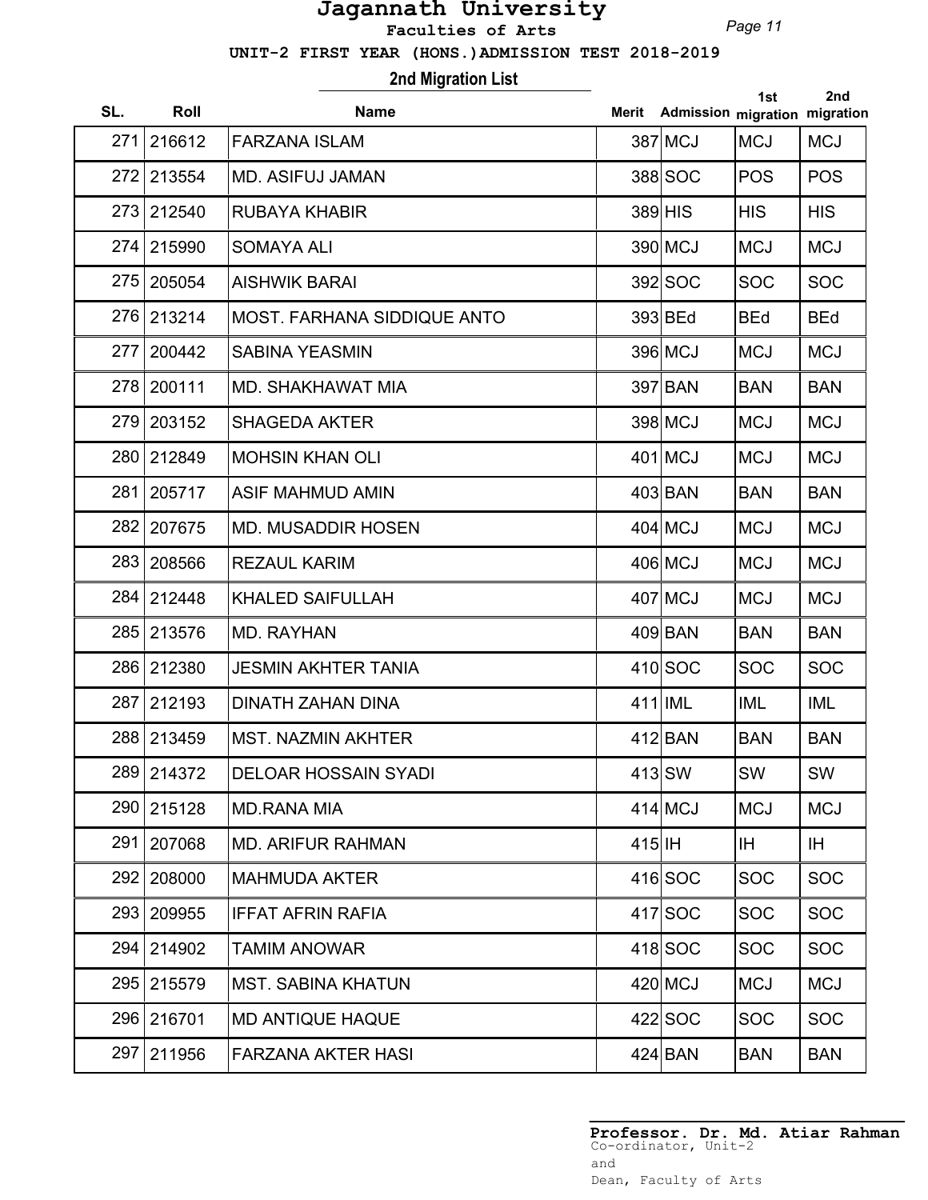# Jagannath University

**Faculties of Arts**

**UNIT-2 FIRST YEAR (HONS.)ADMISSION TEST 2018-2019**

## 2nd Migration List

| SL. | Roll | Name | Merit | Admission | 1st migration | 2nd migration |
|---|---|---|---|---|---|---|
| 271 | 216612 | FARZANA ISLAM | 387 | MCJ | MCJ | MCJ |
| 272 | 213554 | MD. ASIFUJ JAMAN | 388 | SOC | POS | POS |
| 273 | 212540 | RUBAYA KHABIR | 389 | HIS | HIS | HIS |
| 274 | 215990 | SOMAYA ALI | 390 | MCJ | MCJ | MCJ |
| 275 | 205054 | AISHWIK BARAI | 392 | SOC | SOC | SOC |
| 276 | 213214 | MOST. FARHANA SIDDIQUE ANTO | 393 | BEd | BEd | BEd |
| 277 | 200442 | SABINA YEASMIN | 396 | MCJ | MCJ | MCJ |
| 278 | 200111 | MD. SHAKHAWAT MIA | 397 | BAN | BAN | BAN |
| 279 | 203152 | SHAGEDA AKTER | 398 | MCJ | MCJ | MCJ |
| 280 | 212849 | MOHSIN KHAN OLI | 401 | MCJ | MCJ | MCJ |
| 281 | 205717 | ASIF MAHMUD AMIN | 403 | BAN | BAN | BAN |
| 282 | 207675 | MD. MUSADDIR HOSEN | 404 | MCJ | MCJ | MCJ |
| 283 | 208566 | REZAUL KARIM | 406 | MCJ | MCJ | MCJ |
| 284 | 212448 | KHALED SAIFULLAH | 407 | MCJ | MCJ | MCJ |
| 285 | 213576 | MD. RAYHAN | 409 | BAN | BAN | BAN |
| 286 | 212380 | JESMIN AKHTER TANIA | 410 | SOC | SOC | SOC |
| 287 | 212193 | DINATH ZAHAN DINA | 411 | IML | IML | IML |
| 288 | 213459 | MST. NAZMIN AKHTER | 412 | BAN | BAN | BAN |
| 289 | 214372 | DELOAR HOSSAIN SYADI | 413 | SW | SW | SW |
| 290 | 215128 | MD.RANA MIA | 414 | MCJ | MCJ | MCJ |
| 291 | 207068 | MD. ARIFUR RAHMAN | 415 | IH | IH | IH |
| 292 | 208000 | MAHMUDA AKTER | 416 | SOC | SOC | SOC |
| 293 | 209955 | IFFAT AFRIN RAFIA | 417 | SOC | SOC | SOC |
| 294 | 214902 | TAMIM ANOWAR | 418 | SOC | SOC | SOC |
| 295 | 215579 | MST. SABINA KHATUN | 420 | MCJ | MCJ | MCJ |
| 296 | 216701 | MD ANTIQUE HAQUE | 422 | SOC | SOC | SOC |
| 297 | 211956 | FARZANA AKTER HASI | 424 | BAN | BAN | BAN |

**Professor. Dr. Md. Atiar Rahman**
Co-ordinator, Unit-2
and
Dean, Faculty of Arts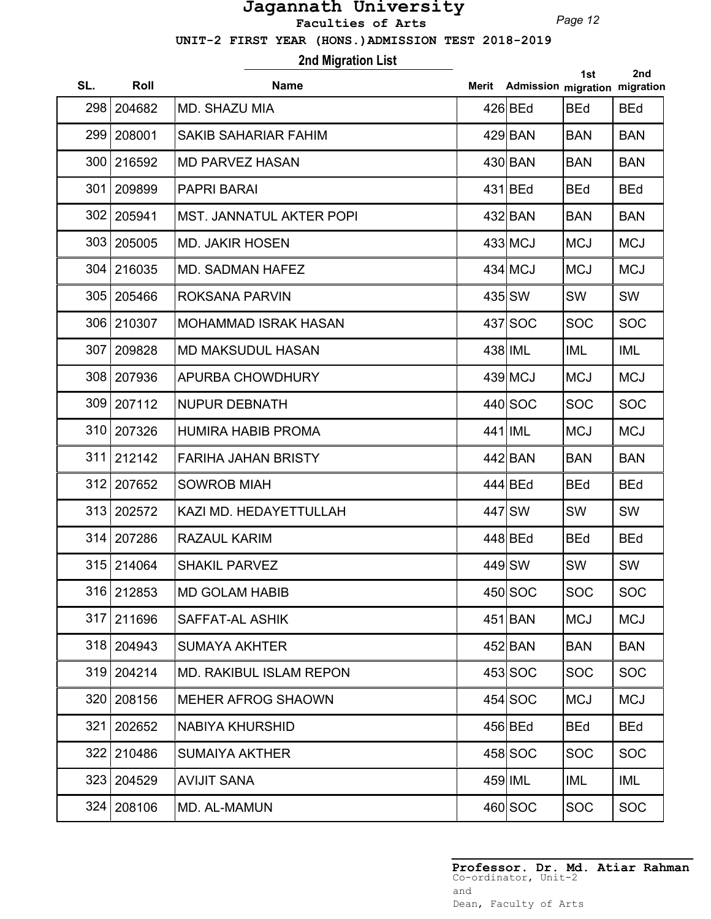# Jagannath University

**Faculties of Arts**

**UNIT-2 FIRST YEAR (HONS.)ADMISSION TEST 2018-2019**

## 2nd Migration List

| SL. | Roll | Name | Merit | Admission | 1st migration | 2nd migration |
|---|---|---|---|---|---|---|
| 298 | 204682 | MD. SHAZU MIA | 426 | BEd | BEd | BEd |
| 299 | 208001 | SAKIB SAHARIAR FAHIM | 429 | BAN | BAN | BAN |
| 300 | 216592 | MD PARVEZ HASAN | 430 | BAN | BAN | BAN |
| 301 | 209899 | PAPRI BARAI | 431 | BEd | BEd | BEd |
| 302 | 205941 | MST. JANNATUL AKTER POPI | 432 | BAN | BAN | BAN |
| 303 | 205005 | MD. JAKIR HOSEN | 433 | MCJ | MCJ | MCJ |
| 304 | 216035 | MD. SADMAN HAFEZ | 434 | MCJ | MCJ | MCJ |
| 305 | 205466 | ROKSANA PARVIN | 435 | SW | SW | SW |
| 306 | 210307 | MOHAMMAD ISRAK HASAN | 437 | SOC | SOC | SOC |
| 307 | 209828 | MD MAKSUDUL HASAN | 438 | IML | IML | IML |
| 308 | 207936 | APURBA CHOWDHURY | 439 | MCJ | MCJ | MCJ |
| 309 | 207112 | NUPUR DEBNATH | 440 | SOC | SOC | SOC |
| 310 | 207326 | HUMIRA HABIB PROMA | 441 | IML | MCJ | MCJ |
| 311 | 212142 | FARIHA JAHAN BRISTY | 442 | BAN | BAN | BAN |
| 312 | 207652 | SOWROB MIAH | 444 | BEd | BEd | BEd |
| 313 | 202572 | KAZI MD. HEDAYETTULLAH | 447 | SW | SW | SW |
| 314 | 207286 | RAZAUL KARIM | 448 | BEd | BEd | BEd |
| 315 | 214064 | SHAKIL PARVEZ | 449 | SW | SW | SW |
| 316 | 212853 | MD GOLAM HABIB | 450 | SOC | SOC | SOC |
| 317 | 211696 | SAFFAT-AL ASHIK | 451 | BAN | MCJ | MCJ |
| 318 | 204943 | SUMAYA AKHTER | 452 | BAN | BAN | BAN |
| 319 | 204214 | MD. RAKIBUL ISLAM REPON | 453 | SOC | SOC | SOC |
| 320 | 208156 | MEHER AFROG SHAOWN | 454 | SOC | MCJ | MCJ |
| 321 | 202652 | NABIYA KHURSHID | 456 | BEd | BEd | BEd |
| 322 | 210486 | SUMAIYA AKTHER | 458 | SOC | SOC | SOC |
| 323 | 204529 | AVIJIT SANA | 459 | IML | IML | IML |
| 324 | 208106 | MD. AL-MAMUN | 460 | SOC | SOC | SOC |

**Professor. Dr. Md. Atiar Rahman**
Co-ordinator, Unit-2
and
Dean, Faculty of Arts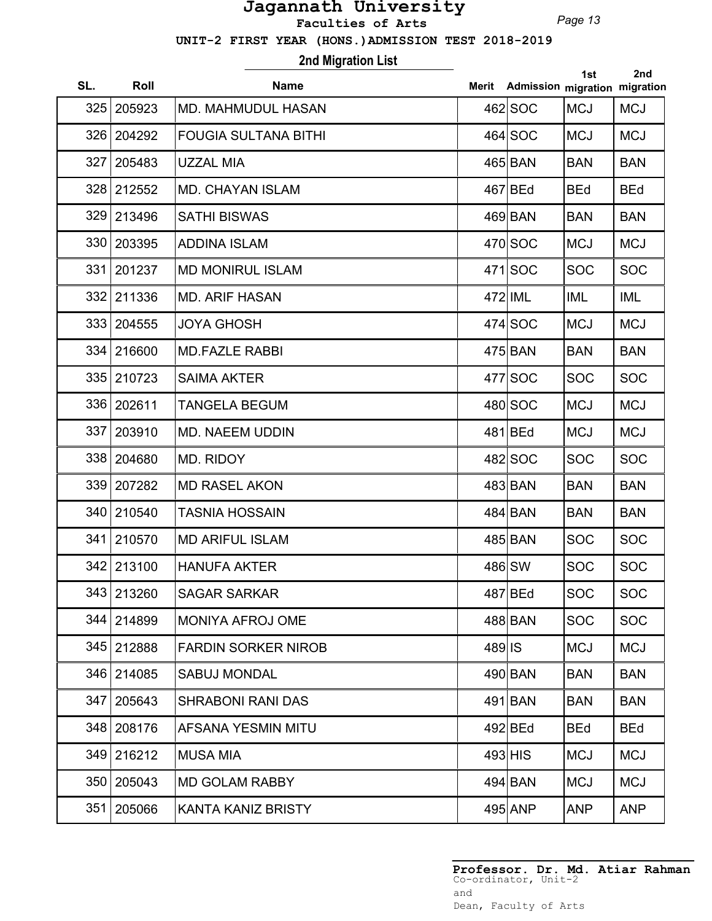# Jagannath University

**Faculties of Arts**

**UNIT-2 FIRST YEAR (HONS.)ADMISSION TEST 2018-2019**

## 2nd Migration List

| SL. | Roll | Name | Merit | Admission | 1st migration | 2nd migration |
|---|---|---|---|---|---|---|
| 325 | 205923 | MD. MAHMUDUL HASAN | 462 | SOC | MCJ | MCJ |
| 326 | 204292 | FOUGIA SULTANA BITHI | 464 | SOC | MCJ | MCJ |
| 327 | 205483 | UZZAL MIA | 465 | BAN | BAN | BAN |
| 328 | 212552 | MD. CHAYAN ISLAM | 467 | BEd | BEd | BEd |
| 329 | 213496 | SATHI BISWAS | 469 | BAN | BAN | BAN |
| 330 | 203395 | ADDINA ISLAM | 470 | SOC | MCJ | MCJ |
| 331 | 201237 | MD MONIRUL ISLAM | 471 | SOC | SOC | SOC |
| 332 | 211336 | MD. ARIF HASAN | 472 | IML | IML | IML |
| 333 | 204555 | JOYA GHOSH | 474 | SOC | MCJ | MCJ |
| 334 | 216600 | MD.FAZLE RABBI | 475 | BAN | BAN | BAN |
| 335 | 210723 | SAIMA AKTER | 477 | SOC | SOC | SOC |
| 336 | 202611 | TANGELA BEGUM | 480 | SOC | MCJ | MCJ |
| 337 | 203910 | MD. NAEEM UDDIN | 481 | BEd | MCJ | MCJ |
| 338 | 204680 | MD. RIDOY | 482 | SOC | SOC | SOC |
| 339 | 207282 | MD RASEL AKON | 483 | BAN | BAN | BAN |
| 340 | 210540 | TASNIA HOSSAIN | 484 | BAN | BAN | BAN |
| 341 | 210570 | MD ARIFUL ISLAM | 485 | BAN | SOC | SOC |
| 342 | 213100 | HANUFA AKTER | 486 | SW | SOC | SOC |
| 343 | 213260 | SAGAR SARKAR | 487 | BEd | SOC | SOC |
| 344 | 214899 | MONIYA AFROJ OME | 488 | BAN | SOC | SOC |
| 345 | 212888 | FARDIN SORKER NIROB | 489 | IS | MCJ | MCJ |
| 346 | 214085 | SABUJ MONDAL | 490 | BAN | BAN | BAN |
| 347 | 205643 | SHRABONI RANI DAS | 491 | BAN | BAN | BAN |
| 348 | 208176 | AFSANA YESMIN MITU | 492 | BEd | BEd | BEd |
| 349 | 216212 | MUSA MIA | 493 | HIS | MCJ | MCJ |
| 350 | 205043 | MD GOLAM RABBY | 494 | BAN | MCJ | MCJ |
| 351 | 205066 | KANTA KANIZ BRISTY | 495 | ANP | ANP | ANP |

**Professor. Dr. Md. Atiar Rahman**
Co-ordinator, Unit-2
and
Dean, Faculty of Arts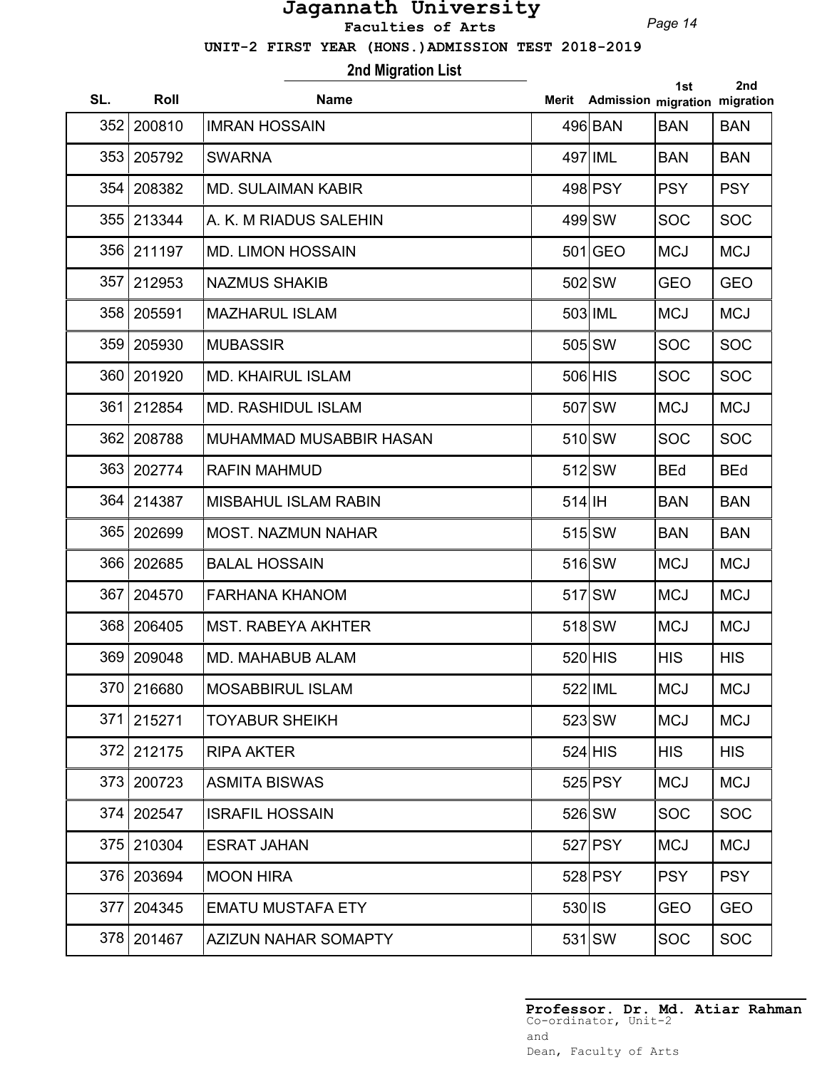# Jagannath University

**Faculties of Arts**

**UNIT-2 FIRST YEAR (HONS.)ADMISSION TEST 2018-2019**

## 2nd Migration List

| SL. | Roll | Name | Merit | Admission | 1st migration | 2nd migration |
|---|---|---|---|---|---|---|
| 352 | 200810 | IMRAN HOSSAIN | 496 | BAN | BAN | BAN |
| 353 | 205792 | SWARNA | 497 | IML | BAN | BAN |
| 354 | 208382 | MD. SULAIMAN KABIR | 498 | PSY | PSY | PSY |
| 355 | 213344 | A. K. M RIADUS SALEHIN | 499 | SW | SOC | SOC |
| 356 | 211197 | MD. LIMON HOSSAIN | 501 | GEO | MCJ | MCJ |
| 357 | 212953 | NAZMUS SHAKIB | 502 | SW | GEO | GEO |
| 358 | 205591 | MAZHARUL ISLAM | 503 | IML | MCJ | MCJ |
| 359 | 205930 | MUBASSIR | 505 | SW | SOC | SOC |
| 360 | 201920 | MD. KHAIRUL ISLAM | 506 | HIS | SOC | SOC |
| 361 | 212854 | MD. RASHIDUL ISLAM | 507 | SW | MCJ | MCJ |
| 362 | 208788 | MUHAMMAD MUSABBIR HASAN | 510 | SW | SOC | SOC |
| 363 | 202774 | RAFIN MAHMUD | 512 | SW | BEd | BEd |
| 364 | 214387 | MISBAHUL ISLAM RABIN | 514 | IH | BAN | BAN |
| 365 | 202699 | MOST. NAZMUN NAHAR | 515 | SW | BAN | BAN |
| 366 | 202685 | BALAL HOSSAIN | 516 | SW | MCJ | MCJ |
| 367 | 204570 | FARHANA KHANOM | 517 | SW | MCJ | MCJ |
| 368 | 206405 | MST. RABEYA AKHTER | 518 | SW | MCJ | MCJ |
| 369 | 209048 | MD. MAHABUB ALAM | 520 | HIS | HIS | HIS |
| 370 | 216680 | MOSABBIRUL ISLAM | 522 | IML | MCJ | MCJ |
| 371 | 215271 | TOYABUR SHEIKH | 523 | SW | MCJ | MCJ |
| 372 | 212175 | RIPA AKTER | 524 | HIS | HIS | HIS |
| 373 | 200723 | ASMITA BISWAS | 525 | PSY | MCJ | MCJ |
| 374 | 202547 | ISRAFIL HOSSAIN | 526 | SW | SOC | SOC |
| 375 | 210304 | ESRAT JAHAN | 527 | PSY | MCJ | MCJ |
| 376 | 203694 | MOON HIRA | 528 | PSY | PSY | PSY |
| 377 | 204345 | EMATU MUSTAFA ETY | 530 | IS | GEO | GEO |
| 378 | 201467 | AZIZUN NAHAR SOMAPTY | 531 | SW | SOC | SOC |

**Professor. Dr. Md. Atiar Rahman**
Co-ordinator, Unit-2
and
Dean, Faculty of Arts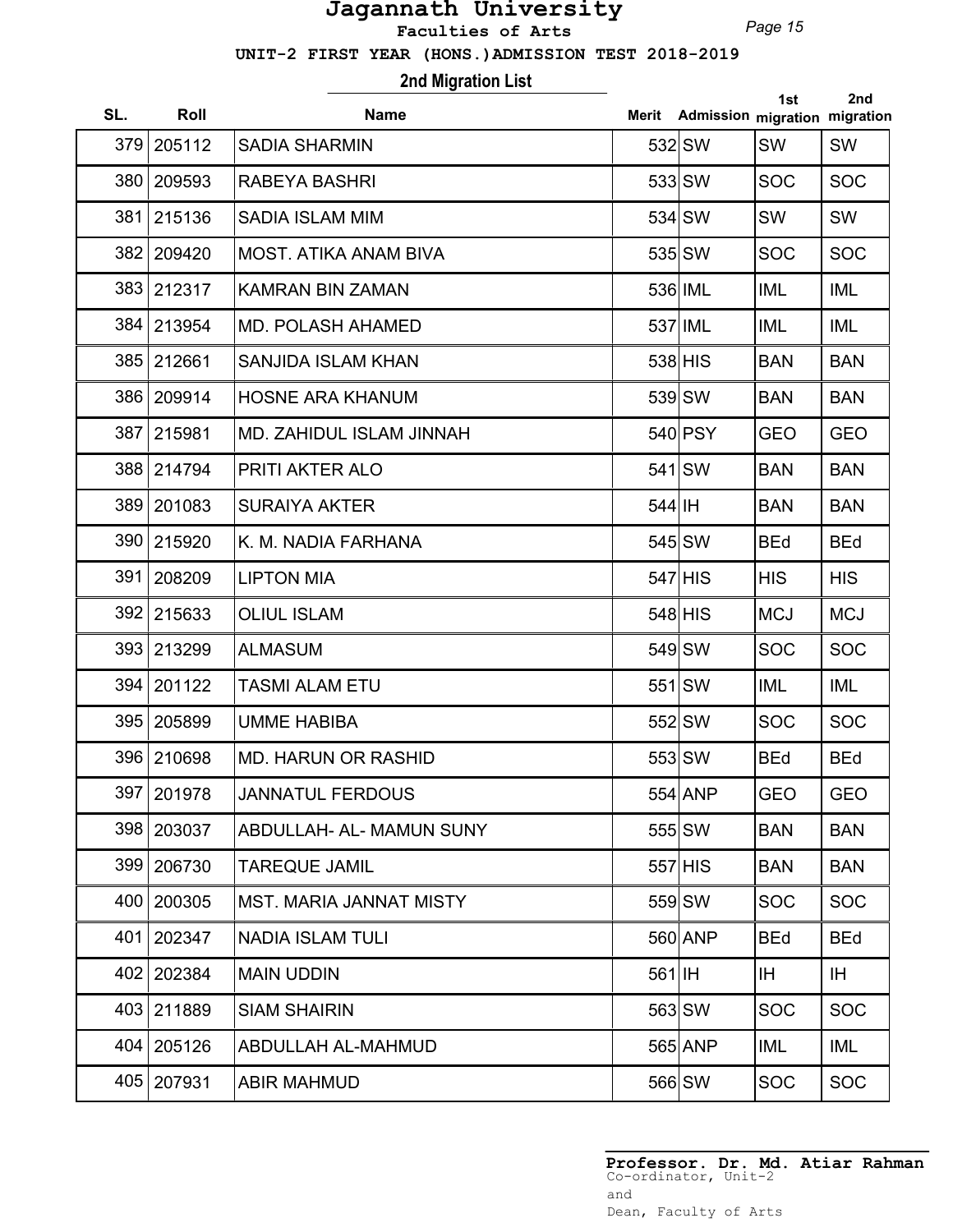# Jagannath University

**Faculties of Arts**

**UNIT-2 FIRST YEAR (HONS.)ADMISSION TEST 2018-2019**

## 2nd Migration List

| SL. | Roll | Name | Merit | Admission | 1st migration | 2nd migration |
|---|---|---|---|---|---|---|
| 379 | 205112 | SADIA SHARMIN | 532 | SW | SW | SW |
| 380 | 209593 | RABEYA BASHRI | 533 | SW | SOC | SOC |
| 381 | 215136 | SADIA ISLAM MIM | 534 | SW | SW | SW |
| 382 | 209420 | MOST. ATIKA ANAM BIVA | 535 | SW | SOC | SOC |
| 383 | 212317 | KAMRAN BIN ZAMAN | 536 | IML | IML | IML |
| 384 | 213954 | MD. POLASH AHAMED | 537 | IML | IML | IML |
| 385 | 212661 | SANJIDA ISLAM KHAN | 538 | HIS | BAN | BAN |
| 386 | 209914 | HOSNE ARA KHANUM | 539 | SW | BAN | BAN |
| 387 | 215981 | MD. ZAHIDUL ISLAM JINNAH | 540 | PSY | GEO | GEO |
| 388 | 214794 | PRITI AKTER ALO | 541 | SW | BAN | BAN |
| 389 | 201083 | SURAIYA AKTER | 544 | IH | BAN | BAN |
| 390 | 215920 | K. M. NADIA FARHANA | 545 | SW | BEd | BEd |
| 391 | 208209 | LIPTON MIA | 547 | HIS | HIS | HIS |
| 392 | 215633 | OLIUL ISLAM | 548 | HIS | MCJ | MCJ |
| 393 | 213299 | ALMASUM | 549 | SW | SOC | SOC |
| 394 | 201122 | TASMI ALAM ETU | 551 | SW | IML | IML |
| 395 | 205899 | UMME HABIBA | 552 | SW | SOC | SOC |
| 396 | 210698 | MD. HARUN OR RASHID | 553 | SW | BEd | BEd |
| 397 | 201978 | JANNATUL FERDOUS | 554 | ANP | GEO | GEO |
| 398 | 203037 | ABDULLAH- AL- MAMUN SUNY | 555 | SW | BAN | BAN |
| 399 | 206730 | TAREQUE JAMIL | 557 | HIS | BAN | BAN |
| 400 | 200305 | MST. MARIA JANNAT MISTY | 559 | SW | SOC | SOC |
| 401 | 202347 | NADIA ISLAM TULI | 560 | ANP | BEd | BEd |
| 402 | 202384 | MAIN UDDIN | 561 | IH | IH | IH |
| 403 | 211889 | SIAM SHAIRIN | 563 | SW | SOC | SOC |
| 404 | 205126 | ABDULLAH AL-MAHMUD | 565 | ANP | IML | IML |
| 405 | 207931 | ABIR MAHMUD | 566 | SW | SOC | SOC |

**Professor. Dr. Md. Atiar Rahman**
Co-ordinator, Unit-2
and
Dean, Faculty of Arts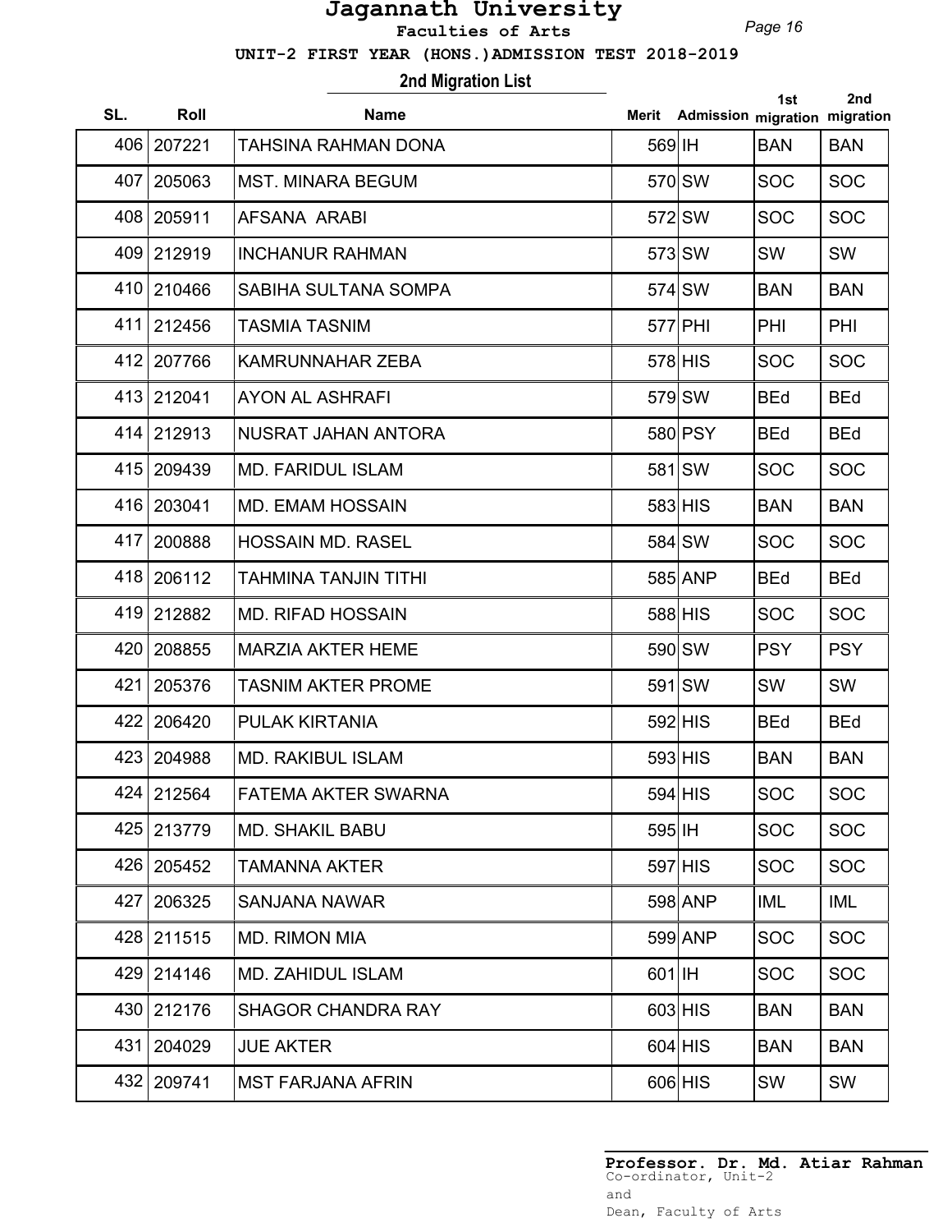# Jagannath University

**Faculties of Arts**

**UNIT-2 FIRST YEAR (HONS.)ADMISSION TEST 2018-2019**

## 2nd Migration List

| SL. | Roll | Name | Merit | Admission | 1st migration | 2nd migration |
|---|---|---|---|---|---|---|
| 406 | 207221 | TAHSINA RAHMAN DONA | 569 | IH | BAN | BAN |
| 407 | 205063 | MST. MINARA BEGUM | 570 | SW | SOC | SOC |
| 408 | 205911 | AFSANA ARABI | 572 | SW | SOC | SOC |
| 409 | 212919 | INCHANUR RAHMAN | 573 | SW | SW | SW |
| 410 | 210466 | SABIHA SULTANA SOMPA | 574 | SW | BAN | BAN |
| 411 | 212456 | TASMIA TASNIM | 577 | PHI | PHI | PHI |
| 412 | 207766 | KAMRUNNAHAR ZEBA | 578 | HIS | SOC | SOC |
| 413 | 212041 | AYON AL ASHRAFI | 579 | SW | BEd | BEd |
| 414 | 212913 | NUSRAT JAHAN ANTORA | 580 | PSY | BEd | BEd |
| 415 | 209439 | MD. FARIDUL ISLAM | 581 | SW | SOC | SOC |
| 416 | 203041 | MD. EMAM HOSSAIN | 583 | HIS | BAN | BAN |
| 417 | 200888 | HOSSAIN MD. RASEL | 584 | SW | SOC | SOC |
| 418 | 206112 | TAHMINA TANJIN TITHI | 585 | ANP | BEd | BEd |
| 419 | 212882 | MD. RIFAD HOSSAIN | 588 | HIS | SOC | SOC |
| 420 | 208855 | MARZIA AKTER HEME | 590 | SW | PSY | PSY |
| 421 | 205376 | TASNIM AKTER PROME | 591 | SW | SW | SW |
| 422 | 206420 | PULAK KIRTANIA | 592 | HIS | BEd | BEd |
| 423 | 204988 | MD. RAKIBUL ISLAM | 593 | HIS | BAN | BAN |
| 424 | 212564 | FATEMA AKTER SWARNA | 594 | HIS | SOC | SOC |
| 425 | 213779 | MD. SHAKIL BABU | 595 | IH | SOC | SOC |
| 426 | 205452 | TAMANNA AKTER | 597 | HIS | SOC | SOC |
| 427 | 206325 | SANJANA NAWAR | 598 | ANP | IML | IML |
| 428 | 211515 | MD. RIMON MIA | 599 | ANP | SOC | SOC |
| 429 | 214146 | MD. ZAHIDUL ISLAM | 601 | IH | SOC | SOC |
| 430 | 212176 | SHAGOR CHANDRA RAY | 603 | HIS | BAN | BAN |
| 431 | 204029 | JUE AKTER | 604 | HIS | BAN | BAN |
| 432 | 209741 | MST FARJANA AFRIN | 606 | HIS | SW | SW |

**Professor. Dr. Md. Atiar Rahman**
Co-ordinator, Unit-2
and
Dean, Faculty of Arts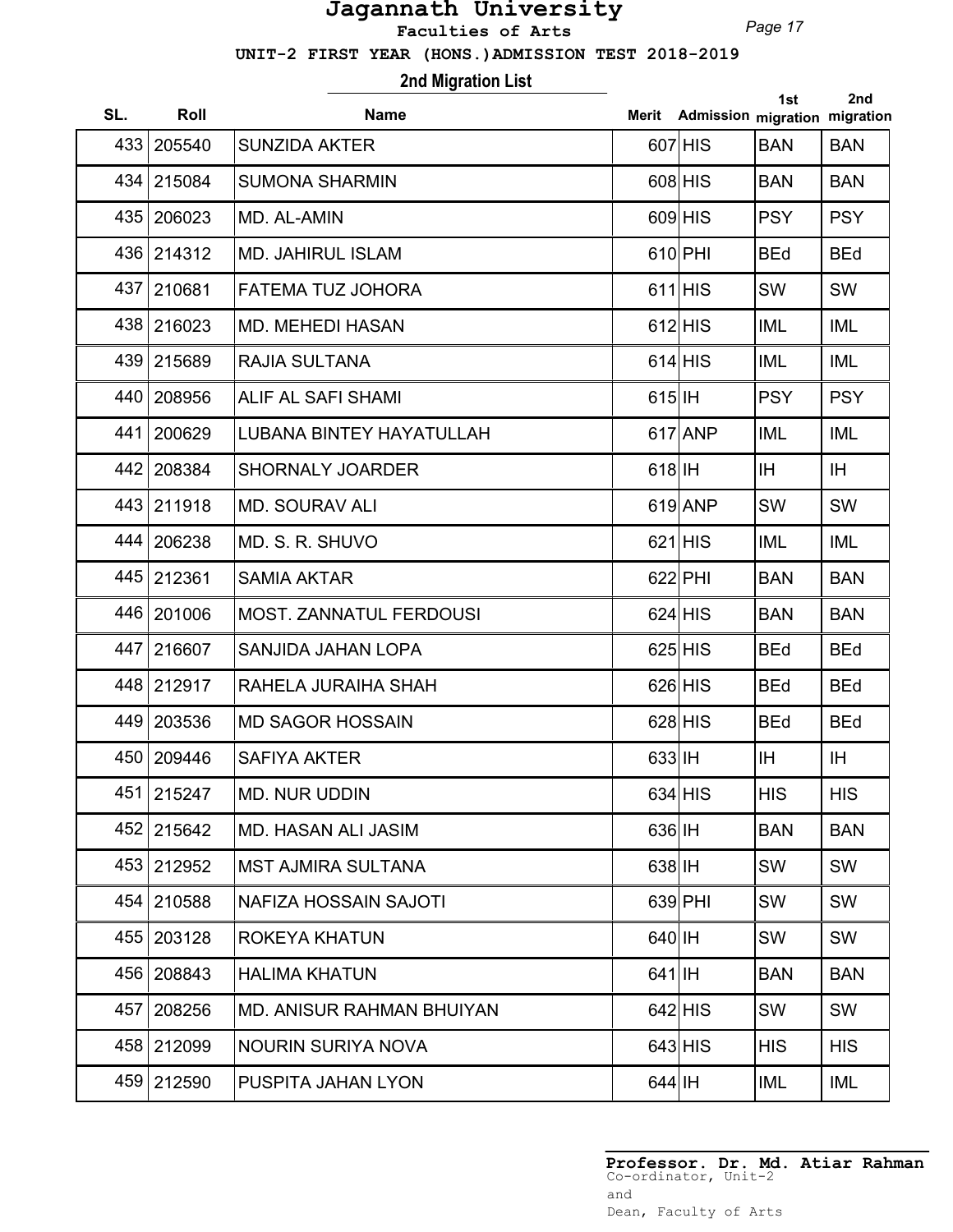# Jagannath University

**Faculties of Arts**

**UNIT-2 FIRST YEAR (HONS.)ADMISSION TEST 2018-2019**

## 2nd Migration List

| SL. | Roll | Name | Merit | Admission | 1st migration | 2nd migration |
|---|---|---|---|---|---|---|
| 433 | 205540 | SUNZIDA AKTER | 607 | HIS | BAN | BAN |
| 434 | 215084 | SUMONA SHARMIN | 608 | HIS | BAN | BAN |
| 435 | 206023 | MD. AL-AMIN | 609 | HIS | PSY | PSY |
| 436 | 214312 | MD. JAHIRUL ISLAM | 610 | PHI | BEd | BEd |
| 437 | 210681 | FATEMA TUZ JOHORA | 611 | HIS | SW | SW |
| 438 | 216023 | MD. MEHEDI HASAN | 612 | HIS | IML | IML |
| 439 | 215689 | RAJIA SULTANA | 614 | HIS | IML | IML |
| 440 | 208956 | ALIF AL SAFI SHAMI | 615 | IH | PSY | PSY |
| 441 | 200629 | LUBANA BINTEY HAYATULLAH | 617 | ANP | IML | IML |
| 442 | 208384 | SHORNALY JOARDER | 618 | IH | IH | IH |
| 443 | 211918 | MD. SOURAV ALI | 619 | ANP | SW | SW |
| 444 | 206238 | MD. S. R. SHUVO | 621 | HIS | IML | IML |
| 445 | 212361 | SAMIA AKTAR | 622 | PHI | BAN | BAN |
| 446 | 201006 | MOST. ZANNATUL FERDOUSI | 624 | HIS | BAN | BAN |
| 447 | 216607 | SANJIDA JAHAN LOPA | 625 | HIS | BEd | BEd |
| 448 | 212917 | RAHELA JURAIHA SHAH | 626 | HIS | BEd | BEd |
| 449 | 203536 | MD SAGOR HOSSAIN | 628 | HIS | BEd | BEd |
| 450 | 209446 | SAFIYA AKTER | 633 | IH | IH | IH |
| 451 | 215247 | MD. NUR UDDIN | 634 | HIS | HIS | HIS |
| 452 | 215642 | MD. HASAN ALI JASIM | 636 | IH | BAN | BAN |
| 453 | 212952 | MST AJMIRA SULTANA | 638 | IH | SW | SW |
| 454 | 210588 | NAFIZA HOSSAIN SAJOTI | 639 | PHI | SW | SW |
| 455 | 203128 | ROKEYA KHATUN | 640 | IH | SW | SW |
| 456 | 208843 | HALIMA KHATUN | 641 | IH | BAN | BAN |
| 457 | 208256 | MD. ANISUR RAHMAN BHUIYAN | 642 | HIS | SW | SW |
| 458 | 212099 | NOURIN SURIYA NOVA | 643 | HIS | HIS | HIS |
| 459 | 212590 | PUSPITA JAHAN LYON | 644 | IH | IML | IML |

**Professor. Dr. Md. Atiar Rahman**
Co-ordinator, Unit-2
and
Dean, Faculty of Arts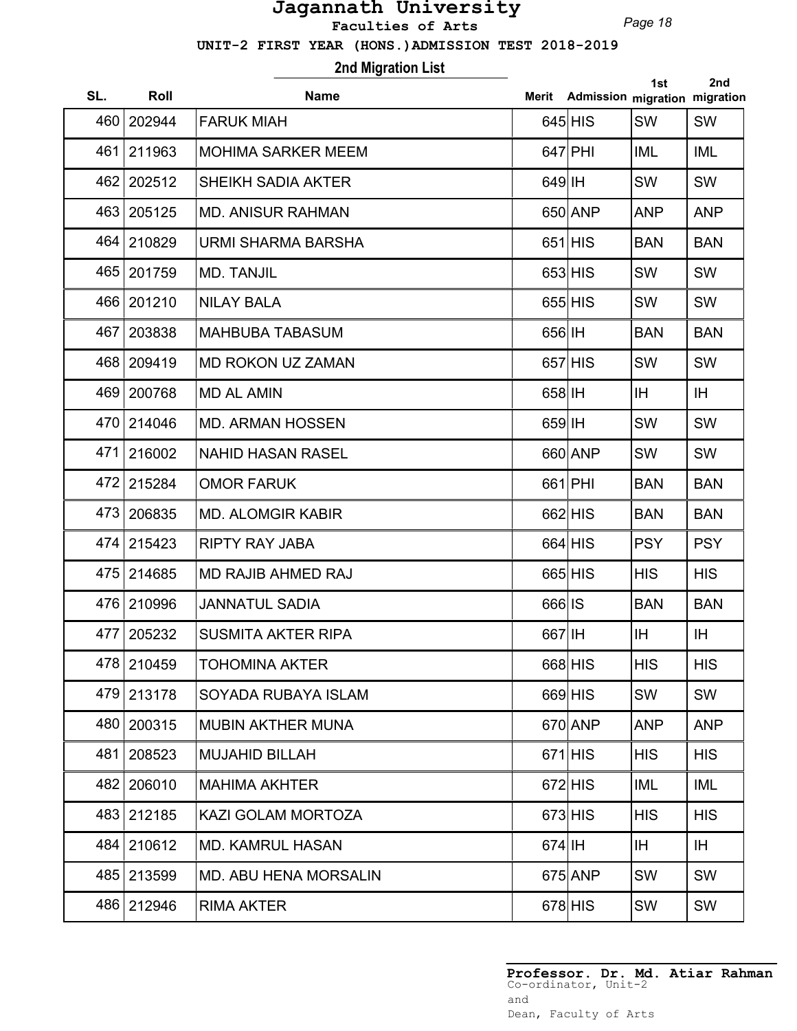# Jagannath University

**Faculties of Arts**

**UNIT-2 FIRST YEAR (HONS.)ADMISSION TEST 2018-2019**

## 2nd Migration List

| SL. | Roll | Name | Merit | Admission | 1st migration | 2nd migration |
|---|---|---|---|---|---|---|
| 460 | 202944 | FARUK MIAH | 645 | HIS | SW | SW |
| 461 | 211963 | MOHIMA SARKER MEEM | 647 | PHI | IML | IML |
| 462 | 202512 | SHEIKH SADIA AKTER | 649 | IH | SW | SW |
| 463 | 205125 | MD. ANISUR RAHMAN | 650 | ANP | ANP | ANP |
| 464 | 210829 | URMI SHARMA BARSHA | 651 | HIS | BAN | BAN |
| 465 | 201759 | MD. TANJIL | 653 | HIS | SW | SW |
| 466 | 201210 | NILAY BALA | 655 | HIS | SW | SW |
| 467 | 203838 | MAHBUBA TABASUM | 656 | IH | BAN | BAN |
| 468 | 209419 | MD ROKON UZ ZAMAN | 657 | HIS | SW | SW |
| 469 | 200768 | MD AL AMIN | 658 | IH | IH | IH |
| 470 | 214046 | MD. ARMAN HOSSEN | 659 | IH | SW | SW |
| 471 | 216002 | NAHID HASAN RASEL | 660 | ANP | SW | SW |
| 472 | 215284 | OMOR FARUK | 661 | PHI | BAN | BAN |
| 473 | 206835 | MD. ALOMGIR KABIR | 662 | HIS | BAN | BAN |
| 474 | 215423 | RIPTY RAY JABA | 664 | HIS | PSY | PSY |
| 475 | 214685 | MD RAJIB AHMED RAJ | 665 | HIS | HIS | HIS |
| 476 | 210996 | JANNATUL SADIA | 666 | IS | BAN | BAN |
| 477 | 205232 | SUSMITA AKTER RIPA | 667 | IH | IH | IH |
| 478 | 210459 | TOHOMINA AKTER | 668 | HIS | HIS | HIS |
| 479 | 213178 | SOYADA RUBAYA ISLAM | 669 | HIS | SW | SW |
| 480 | 200315 | MUBIN AKTHER MUNA | 670 | ANP | ANP | ANP |
| 481 | 208523 | MUJAHID BILLAH | 671 | HIS | HIS | HIS |
| 482 | 206010 | MAHIMA AKHTER | 672 | HIS | IML | IML |
| 483 | 212185 | KAZI GOLAM MORTOZA | 673 | HIS | HIS | HIS |
| 484 | 210612 | MD. KAMRUL HASAN | 674 | IH | IH | IH |
| 485 | 213599 | MD. ABU HENA MORSALIN | 675 | ANP | SW | SW |
| 486 | 212946 | RIMA AKTER | 678 | HIS | SW | SW |

**Professor. Dr. Md. Atiar Rahman**
Co-ordinator, Unit-2
and
Dean, Faculty of Arts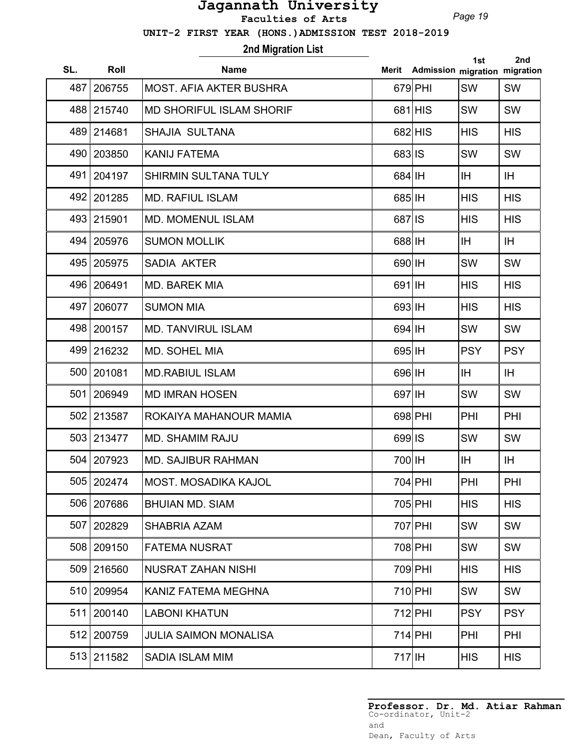# Jagannath University

**Faculties of Arts**

**UNIT-2 FIRST YEAR (HONS.)ADMISSION TEST 2018-2019**

## 2nd Migration List

| SL. | Roll | Name | Merit | Admission | 1st migration | 2nd migration |
|---|---|---|---|---|---|---|
| 487 | 206755 | MOST. AFIA AKTER BUSHRA | 679 | PHI | SW | SW |
| 488 | 215740 | MD SHORIFUL ISLAM SHORIF | 681 | HIS | SW | SW |
| 489 | 214681 | SHAJIA SULTANA | 682 | HIS | HIS | HIS |
| 490 | 203850 | KANIJ FATEMA | 683 | IS | SW | SW |
| 491 | 204197 | SHIRMIN SULTANA TULY | 684 | IH | IH | IH |
| 492 | 201285 | MD. RAFIUL ISLAM | 685 | IH | HIS | HIS |
| 493 | 215901 | MD. MOMENUL ISLAM | 687 | IS | HIS | HIS |
| 494 | 205976 | SUMON MOLLIK | 688 | IH | IH | IH |
| 495 | 205975 | SADIA AKTER | 690 | IH | SW | SW |
| 496 | 206491 | MD. BAREK MIA | 691 | IH | HIS | HIS |
| 497 | 206077 | SUMON MIA | 693 | IH | HIS | HIS |
| 498 | 200157 | MD. TANVIRUL ISLAM | 694 | IH | SW | SW |
| 499 | 216232 | MD. SOHEL MIA | 695 | IH | PSY | PSY |
| 500 | 201081 | MD.RABIUL ISLAM | 696 | IH | IH | IH |
| 501 | 206949 | MD IMRAN HOSEN | 697 | IH | SW | SW |
| 502 | 213587 | ROKAIYA MAHANOUR MAMIA | 698 | PHI | PHI | PHI |
| 503 | 213477 | MD. SHAMIM RAJU | 699 | IS | SW | SW |
| 504 | 207923 | MD. SAJIBUR RAHMAN | 700 | IH | IH | IH |
| 505 | 202474 | MOST. MOSADIKA KAJOL | 704 | PHI | PHI | PHI |
| 506 | 207686 | BHUIAN MD. SIAM | 705 | PHI | HIS | HIS |
| 507 | 202829 | SHABRIA AZAM | 707 | PHI | SW | SW |
| 508 | 209150 | FATEMA NUSRAT | 708 | PHI | SW | SW |
| 509 | 216560 | NUSRAT ZAHAN NISHI | 709 | PHI | HIS | HIS |
| 510 | 209954 | KANIZ FATEMA MEGHNA | 710 | PHI | SW | SW |
| 511 | 200140 | LABONI KHATUN | 712 | PHI | PSY | PSY |
| 512 | 200759 | JULIA SAIMON MONALISA | 714 | PHI | PHI | PHI |
| 513 | 211582 | SADIA ISLAM MIM | 717 | IH | HIS | HIS |

**Professor. Dr. Md. Atiar Rahman**
Co-ordinator, Unit-2
and
Dean, Faculty of Arts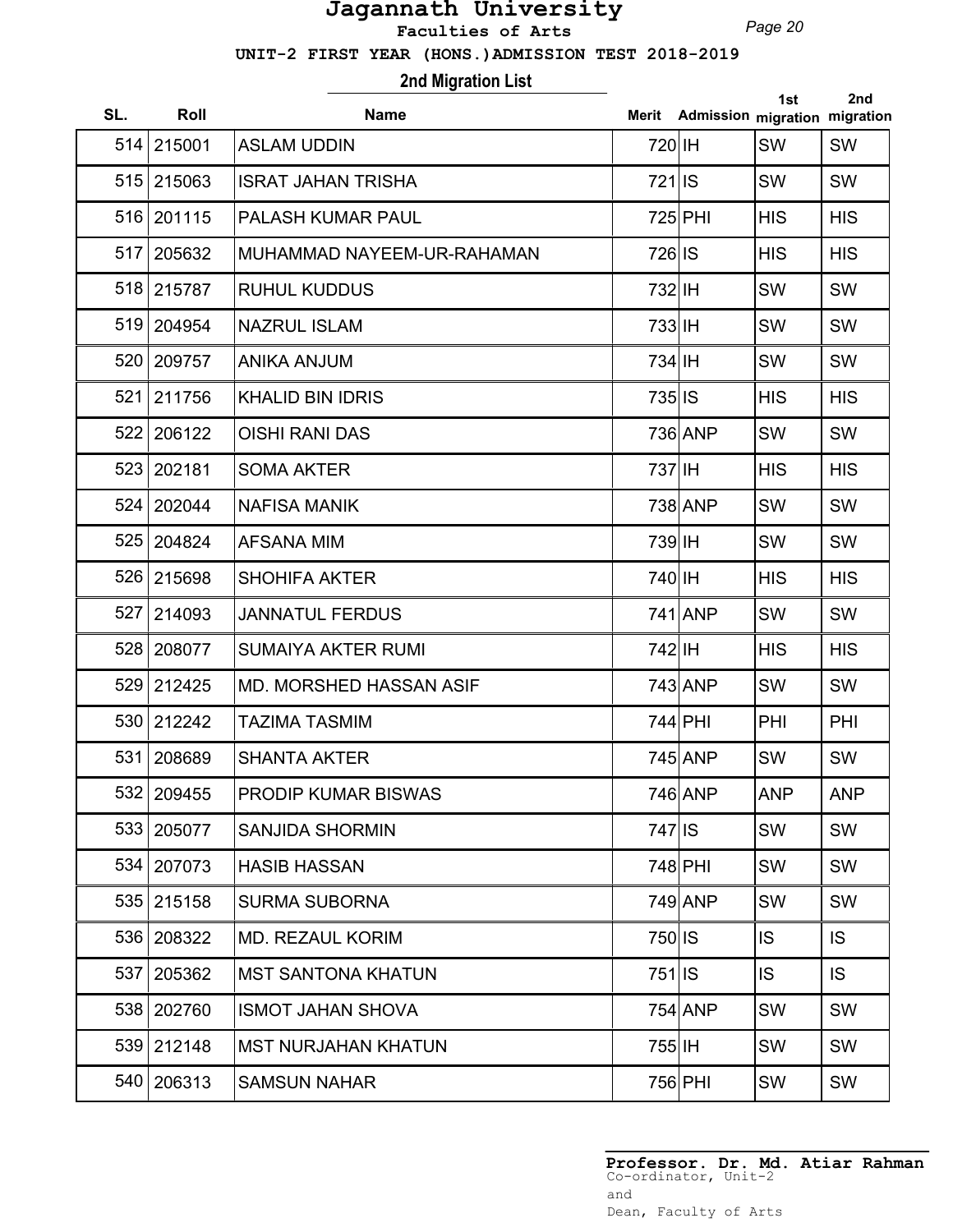# Jagannath University

**Faculties of Arts**

**UNIT-2 FIRST YEAR (HONS.)ADMISSION TEST 2018-2019**

## 2nd Migration List

| SL. | Roll | Name | Merit | Admission | 1st migration | 2nd migration |
|---|---|---|---|---|---|---|
| 514 | 215001 | ASLAM UDDIN | 720 | IH | SW | SW |
| 515 | 215063 | ISRAT JAHAN TRISHA | 721 | IS | SW | SW |
| 516 | 201115 | PALASH KUMAR PAUL | 725 | PHI | HIS | HIS |
| 517 | 205632 | MUHAMMAD NAYEEM-UR-RAHAMAN | 726 | IS | HIS | HIS |
| 518 | 215787 | RUHUL KUDDUS | 732 | IH | SW | SW |
| 519 | 204954 | NAZRUL ISLAM | 733 | IH | SW | SW |
| 520 | 209757 | ANIKA ANJUM | 734 | IH | SW | SW |
| 521 | 211756 | KHALID BIN IDRIS | 735 | IS | HIS | HIS |
| 522 | 206122 | OISHI RANI DAS | 736 | ANP | SW | SW |
| 523 | 202181 | SOMA AKTER | 737 | IH | HIS | HIS |
| 524 | 202044 | NAFISA MANIK | 738 | ANP | SW | SW |
| 525 | 204824 | AFSANA MIM | 739 | IH | SW | SW |
| 526 | 215698 | SHOHIFA AKTER | 740 | IH | HIS | HIS |
| 527 | 214093 | JANNATUL FERDUS | 741 | ANP | SW | SW |
| 528 | 208077 | SUMAIYA AKTER RUMI | 742 | IH | HIS | HIS |
| 529 | 212425 | MD. MORSHED HASSAN ASIF | 743 | ANP | SW | SW |
| 530 | 212242 | TAZIMA TASMIM | 744 | PHI | PHI | PHI |
| 531 | 208689 | SHANTA AKTER | 745 | ANP | SW | SW |
| 532 | 209455 | PRODIP KUMAR BISWAS | 746 | ANP | ANP | ANP |
| 533 | 205077 | SANJIDA SHORMIN | 747 | IS | SW | SW |
| 534 | 207073 | HASIB HASSAN | 748 | PHI | SW | SW |
| 535 | 215158 | SURMA SUBORNA | 749 | ANP | SW | SW |
| 536 | 208322 | MD. REZAUL KORIM | 750 | IS | IS | IS |
| 537 | 205362 | MST SANTONA KHATUN | 751 | IS | IS | IS |
| 538 | 202760 | ISMOT JAHAN SHOVA | 754 | ANP | SW | SW |
| 539 | 212148 | MST NURJAHAN KHATUN | 755 | IH | SW | SW |
| 540 | 206313 | SAMSUN NAHAR | 756 | PHI | SW | SW |

**Professor. Dr. Md. Atiar Rahman**
Co-ordinator, Unit-2
and
Dean, Faculty of Arts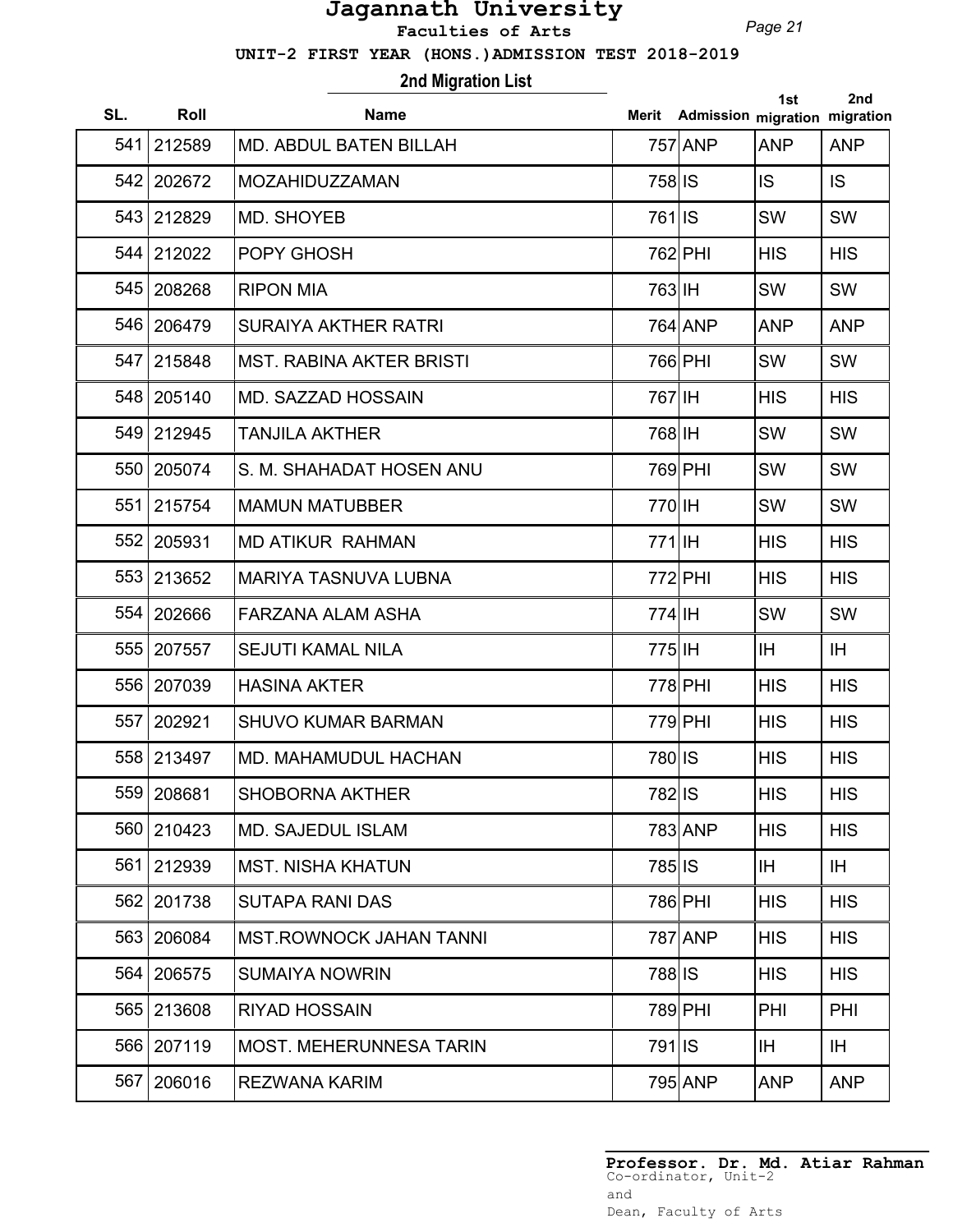# Jagannath University

**Faculties of Arts**

**UNIT-2 FIRST YEAR (HONS.)ADMISSION TEST 2018-2019**

## 2nd Migration List

| SL. | Roll | Name | Merit | Admission | 1st migration | 2nd migration |
|---|---|---|---|---|---|---|
| 541 | 212589 | MD. ABDUL BATEN BILLAH | 757 | ANP | ANP | ANP |
| 542 | 202672 | MOZAHIDUZZAMAN | 758 | IS | IS | IS |
| 543 | 212829 | MD. SHOYEB | 761 | IS | SW | SW |
| 544 | 212022 | POPY GHOSH | 762 | PHI | HIS | HIS |
| 545 | 208268 | RIPON MIA | 763 | IH | SW | SW |
| 546 | 206479 | SURAIYA AKTHER RATRI | 764 | ANP | ANP | ANP |
| 547 | 215848 | MST. RABINA AKTER BRISTI | 766 | PHI | SW | SW |
| 548 | 205140 | MD. SAZZAD HOSSAIN | 767 | IH | HIS | HIS |
| 549 | 212945 | TANJILA AKTHER | 768 | IH | SW | SW |
| 550 | 205074 | S. M. SHAHADAT HOSEN ANU | 769 | PHI | SW | SW |
| 551 | 215754 | MAMUN MATUBBER | 770 | IH | SW | SW |
| 552 | 205931 | MD ATIKUR RAHMAN | 771 | IH | HIS | HIS |
| 553 | 213652 | MARIYA TASNUVA LUBNA | 772 | PHI | HIS | HIS |
| 554 | 202666 | FARZANA ALAM ASHA | 774 | IH | SW | SW |
| 555 | 207557 | SEJUTI KAMAL NILA | 775 | IH | IH | IH |
| 556 | 207039 | HASINA AKTER | 778 | PHI | HIS | HIS |
| 557 | 202921 | SHUVO KUMAR BARMAN | 779 | PHI | HIS | HIS |
| 558 | 213497 | MD. MAHAMUDUL HACHAN | 780 | IS | HIS | HIS |
| 559 | 208681 | SHOBORNA AKTHER | 782 | IS | HIS | HIS |
| 560 | 210423 | MD. SAJEDUL ISLAM | 783 | ANP | HIS | HIS |
| 561 | 212939 | MST. NISHA KHATUN | 785 | IS | IH | IH |
| 562 | 201738 | SUTAPA RANI DAS | 786 | PHI | HIS | HIS |
| 563 | 206084 | MST.ROWNOCK JAHAN TANNI | 787 | ANP | HIS | HIS |
| 564 | 206575 | SUMAIYA NOWRIN | 788 | IS | HIS | HIS |
| 565 | 213608 | RIYAD HOSSAIN | 789 | PHI | PHI | PHI |
| 566 | 207119 | MOST. MEHERUNNESA TARIN | 791 | IS | IH | IH |
| 567 | 206016 | REZWANA KARIM | 795 | ANP | ANP | ANP |

**Professor. Dr. Md. Atiar Rahman**
Co-ordinator, Unit-2
and
Dean, Faculty of Arts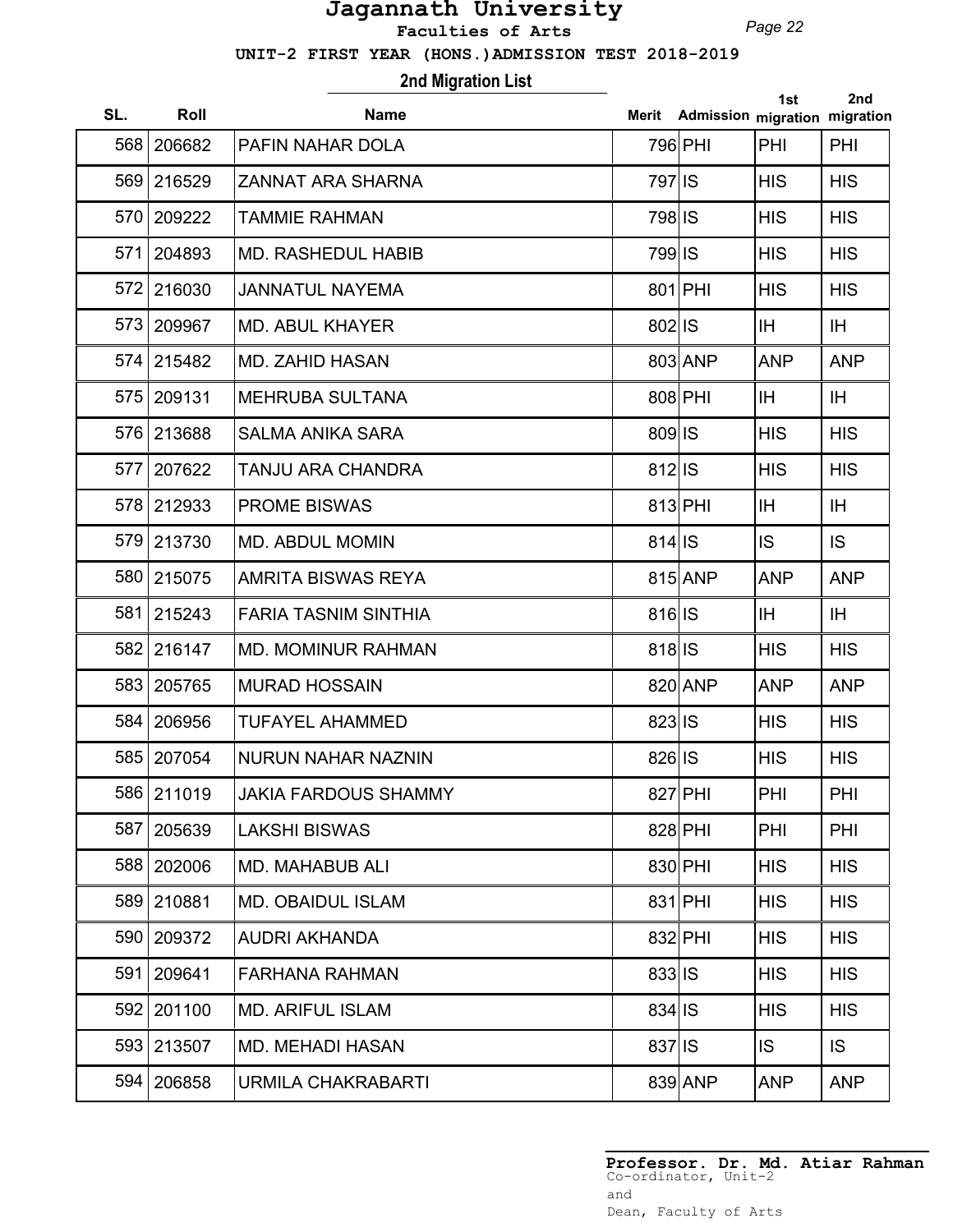# Jagannath University

**Faculties of Arts**

**UNIT-2 FIRST YEAR (HONS.)ADMISSION TEST 2018-2019**

## 2nd Migration List

| SL. | Roll | Name | Merit | Admission | 1st migration | 2nd migration |
|---|---|---|---|---|---|---|
| 568 | 206682 | PAFIN NAHAR DOLA | 796 | PHI | PHI | PHI |
| 569 | 216529 | ZANNAT ARA SHARNA | 797 | IS | HIS | HIS |
| 570 | 209222 | TAMMIE RAHMAN | 798 | IS | HIS | HIS |
| 571 | 204893 | MD. RASHEDUL HABIB | 799 | IS | HIS | HIS |
| 572 | 216030 | JANNATUL NAYEMA | 801 | PHI | HIS | HIS |
| 573 | 209967 | MD. ABUL KHAYER | 802 | IS | IH | IH |
| 574 | 215482 | MD. ZAHID HASAN | 803 | ANP | ANP | ANP |
| 575 | 209131 | MEHRUBA SULTANA | 808 | PHI | IH | IH |
| 576 | 213688 | SALMA ANIKA SARA | 809 | IS | HIS | HIS |
| 577 | 207622 | TANJU ARA CHANDRA | 812 | IS | HIS | HIS |
| 578 | 212933 | PROME BISWAS | 813 | PHI | IH | IH |
| 579 | 213730 | MD. ABDUL MOMIN | 814 | IS | IS | IS |
| 580 | 215075 | AMRITA BISWAS REYA | 815 | ANP | ANP | ANP |
| 581 | 215243 | FARIA TASNIM SINTHIA | 816 | IS | IH | IH |
| 582 | 216147 | MD. MOMINUR RAHMAN | 818 | IS | HIS | HIS |
| 583 | 205765 | MURAD HOSSAIN | 820 | ANP | ANP | ANP |
| 584 | 206956 | TUFAYEL AHAMMED | 823 | IS | HIS | HIS |
| 585 | 207054 | NURUN NAHAR NAZNIN | 826 | IS | HIS | HIS |
| 586 | 211019 | JAKIA FARDOUS SHAMMY | 827 | PHI | PHI | PHI |
| 587 | 205639 | LAKSHI BISWAS | 828 | PHI | PHI | PHI |
| 588 | 202006 | MD. MAHABUB ALI | 830 | PHI | HIS | HIS |
| 589 | 210881 | MD. OBAIDUL ISLAM | 831 | PHI | HIS | HIS |
| 590 | 209372 | AUDRI AKHANDA | 832 | PHI | HIS | HIS |
| 591 | 209641 | FARHANA RAHMAN | 833 | IS | HIS | HIS |
| 592 | 201100 | MD. ARIFUL ISLAM | 834 | IS | HIS | HIS |
| 593 | 213507 | MD. MEHADI HASAN | 837 | IS | IS | IS |
| 594 | 206858 | URMILA CHAKRABARTI | 839 | ANP | ANP | ANP |

**Professor. Dr. Md. Atiar Rahman**
Co-ordinator, Unit-2
and
Dean, Faculty of Arts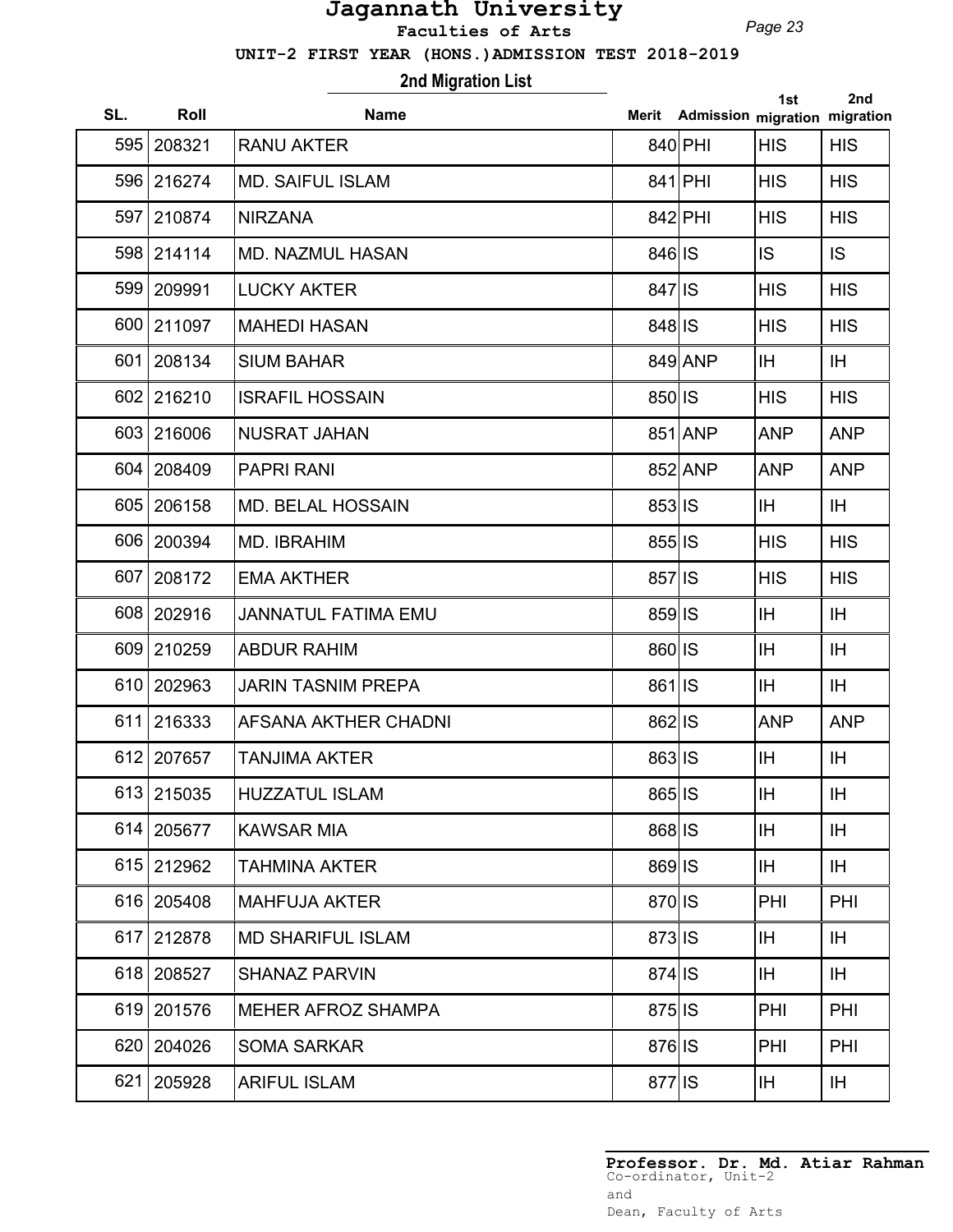# Jagannath University

**Faculties of Arts**

**UNIT-2 FIRST YEAR (HONS.)ADMISSION TEST 2018-2019**

## 2nd Migration List

| SL. | Roll | Name | Merit | Admission | 1st migration | 2nd migration |
|---|---|---|---|---|---|---|
| 595 | 208321 | RANU AKTER | 840 | PHI | HIS | HIS |
| 596 | 216274 | MD. SAIFUL ISLAM | 841 | PHI | HIS | HIS |
| 597 | 210874 | NIRZANA | 842 | PHI | HIS | HIS |
| 598 | 214114 | MD. NAZMUL HASAN | 846 | IS | IS | IS |
| 599 | 209991 | LUCKY AKTER | 847 | IS | HIS | HIS |
| 600 | 211097 | MAHEDI HASAN | 848 | IS | HIS | HIS |
| 601 | 208134 | SIUM BAHAR | 849 | ANP | IH | IH |
| 602 | 216210 | ISRAFIL HOSSAIN | 850 | IS | HIS | HIS |
| 603 | 216006 | NUSRAT JAHAN | 851 | ANP | ANP | ANP |
| 604 | 208409 | PAPRI RANI | 852 | ANP | ANP | ANP |
| 605 | 206158 | MD. BELAL HOSSAIN | 853 | IS | IH | IH |
| 606 | 200394 | MD. IBRAHIM | 855 | IS | HIS | HIS |
| 607 | 208172 | EMA AKTHER | 857 | IS | HIS | HIS |
| 608 | 202916 | JANNATUL FATIMA EMU | 859 | IS | IH | IH |
| 609 | 210259 | ABDUR RAHIM | 860 | IS | IH | IH |
| 610 | 202963 | JARIN TASNIM PREPA | 861 | IS | IH | IH |
| 611 | 216333 | AFSANA AKTHER CHADNI | 862 | IS | ANP | ANP |
| 612 | 207657 | TANJIMA AKTER | 863 | IS | IH | IH |
| 613 | 215035 | HUZZATUL ISLAM | 865 | IS | IH | IH |
| 614 | 205677 | KAWSAR MIA | 868 | IS | IH | IH |
| 615 | 212962 | TAHMINA AKTER | 869 | IS | IH | IH |
| 616 | 205408 | MAHFUJA AKTER | 870 | IS | PHI | PHI |
| 617 | 212878 | MD SHARIFUL ISLAM | 873 | IS | IH | IH |
| 618 | 208527 | SHANAZ PARVIN | 874 | IS | IH | IH |
| 619 | 201576 | MEHER AFROZ SHAMPA | 875 | IS | PHI | PHI |
| 620 | 204026 | SOMA SARKAR | 876 | IS | PHI | PHI |
| 621 | 205928 | ARIFUL ISLAM | 877 | IS | IH | IH |

**Professor. Dr. Md. Atiar Rahman**
Co-ordinator, Unit-2
and
Dean, Faculty of Arts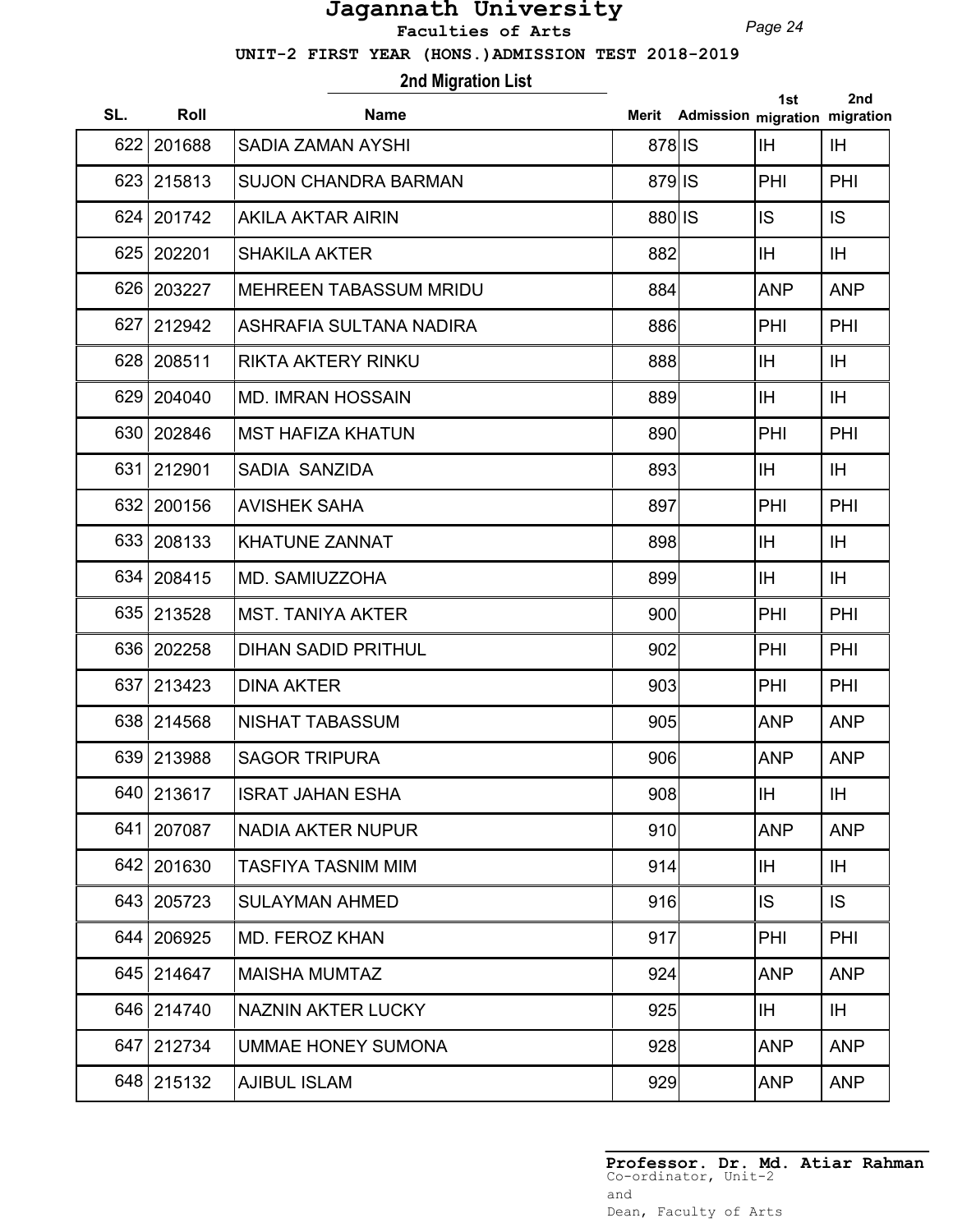# Jagannath University

**Faculties of Arts**

**UNIT-2 FIRST YEAR (HONS.)ADMISSION TEST 2018-2019**

## 2nd Migration List

| SL. | Roll | Name | Merit | Admission | 1st migration | 2nd migration |
|---|---|---|---|---|---|---|
| 622 | 201688 | SADIA ZAMAN AYSHI | 878 | IS | IH | IH |
| 623 | 215813 | SUJON CHANDRA BARMAN | 879 | IS | PHI | PHI |
| 624 | 201742 | AKILA AKTAR AIRIN | 880 | IS | IS | IS |
| 625 | 202201 | SHAKILA AKTER | 882 | | IH | IH |
| 626 | 203227 | MEHREEN TABASSUM MRIDU | 884 | | ANP | ANP |
| 627 | 212942 | ASHRAFIA SULTANA NADIRA | 886 | | PHI | PHI |
| 628 | 208511 | RIKTA AKTERY RINKU | 888 | | IH | IH |
| 629 | 204040 | MD. IMRAN HOSSAIN | 889 | | IH | IH |
| 630 | 202846 | MST HAFIZA KHATUN | 890 | | PHI | PHI |
| 631 | 212901 | SADIA SANZIDA | 893 | | IH | IH |
| 632 | 200156 | AVISHEK SAHA | 897 | | PHI | PHI |
| 633 | 208133 | KHATUNE ZANNAT | 898 | | IH | IH |
| 634 | 208415 | MD. SAMIUZZOHA | 899 | | IH | IH |
| 635 | 213528 | MST. TANIYA AKTER | 900 | | PHI | PHI |
| 636 | 202258 | DIHAN SADID PRITHUL | 902 | | PHI | PHI |
| 637 | 213423 | DINA AKTER | 903 | | PHI | PHI |
| 638 | 214568 | NISHAT TABASSUM | 905 | | ANP | ANP |
| 639 | 213988 | SAGOR TRIPURA | 906 | | ANP | ANP |
| 640 | 213617 | ISRAT JAHAN ESHA | 908 | | IH | IH |
| 641 | 207087 | NADIA AKTER NUPUR | 910 | | ANP | ANP |
| 642 | 201630 | TASFIYA TASNIM MIM | 914 | | IH | IH |
| 643 | 205723 | SULAYMAN AHMED | 916 | | IS | IS |
| 644 | 206925 | MD. FEROZ KHAN | 917 | | PHI | PHI |
| 645 | 214647 | MAISHA MUMTAZ | 924 | | ANP | ANP |
| 646 | 214740 | NAZNIN AKTER LUCKY | 925 | | IH | IH |
| 647 | 212734 | UMMAE HONEY SUMONA | 928 | | ANP | ANP |
| 648 | 215132 | AJIBUL ISLAM | 929 | | ANP | ANP |

**Professor. Dr. Md. Atiar Rahman**
Co-ordinator, Unit-2
and
Dean, Faculty of Arts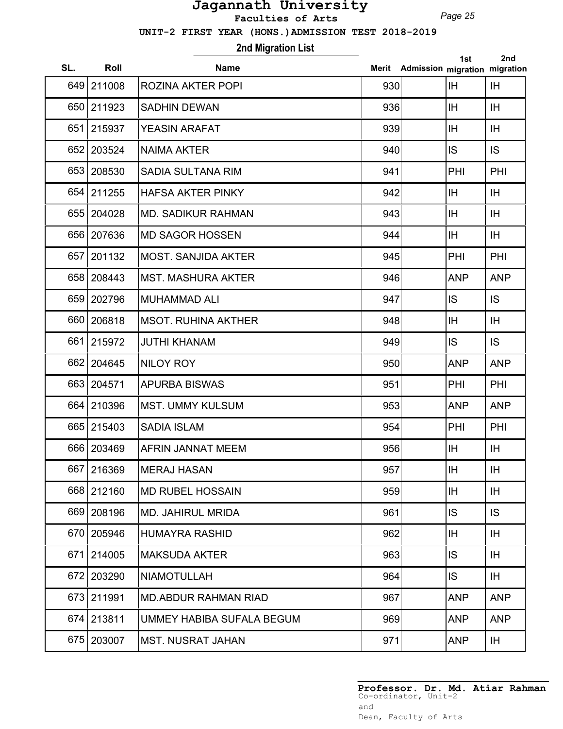# Jagannath University

**Faculties of Arts**

**UNIT-2 FIRST YEAR (HONS.)ADMISSION TEST 2018-2019**

## 2nd Migration List

| SL. | Roll | Name | Merit | Admission | 1st migration | 2nd migration |
|---|---|---|---|---|---|---|
| 649 | 211008 | ROZINA AKTER POPI | 930 | | IH | IH |
| 650 | 211923 | SADHIN DEWAN | 936 | | IH | IH |
| 651 | 215937 | YEASIN ARAFAT | 939 | | IH | IH |
| 652 | 203524 | NAIMA AKTER | 940 | | IS | IS |
| 653 | 208530 | SADIA SULTANA RIM | 941 | | PHI | PHI |
| 654 | 211255 | HAFSA AKTER PINKY | 942 | | IH | IH |
| 655 | 204028 | MD. SADIKUR RAHMAN | 943 | | IH | IH |
| 656 | 207636 | MD SAGOR HOSSEN | 944 | | IH | IH |
| 657 | 201132 | MOST. SANJIDA AKTER | 945 | | PHI | PHI |
| 658 | 208443 | MST. MASHURA AKTER | 946 | | ANP | ANP |
| 659 | 202796 | MUHAMMAD ALI | 947 | | IS | IS |
| 660 | 206818 | MSOT. RUHINA AKTHER | 948 | | IH | IH |
| 661 | 215972 | JUTHI KHANAM | 949 | | IS | IS |
| 662 | 204645 | NILOY ROY | 950 | | ANP | ANP |
| 663 | 204571 | APURBA BISWAS | 951 | | PHI | PHI |
| 664 | 210396 | MST. UMMY KULSUM | 953 | | ANP | ANP |
| 665 | 215403 | SADIA ISLAM | 954 | | PHI | PHI |
| 666 | 203469 | AFRIN JANNAT MEEM | 956 | | IH | IH |
| 667 | 216369 | MERAJ HASAN | 957 | | IH | IH |
| 668 | 212160 | MD RUBEL HOSSAIN | 959 | | IH | IH |
| 669 | 208196 | MD. JAHIRUL MRIDA | 961 | | IS | IS |
| 670 | 205946 | HUMAYRA RASHID | 962 | | IH | IH |
| 671 | 214005 | MAKSUDA AKTER | 963 | | IS | IH |
| 672 | 203290 | NIAMOTULLAH | 964 | | IS | IH |
| 673 | 211991 | MD.ABDUR RAHMAN RIAD | 967 | | ANP | ANP |
| 674 | 213811 | UMMEY HABIBA SUFALA BEGUM | 969 | | ANP | ANP |
| 675 | 203007 | MST. NUSRAT JAHAN | 971 | | ANP | IH |

**Professor. Dr. Md. Atiar Rahman**
Co-ordinator, Unit-2
and
Dean, Faculty of Arts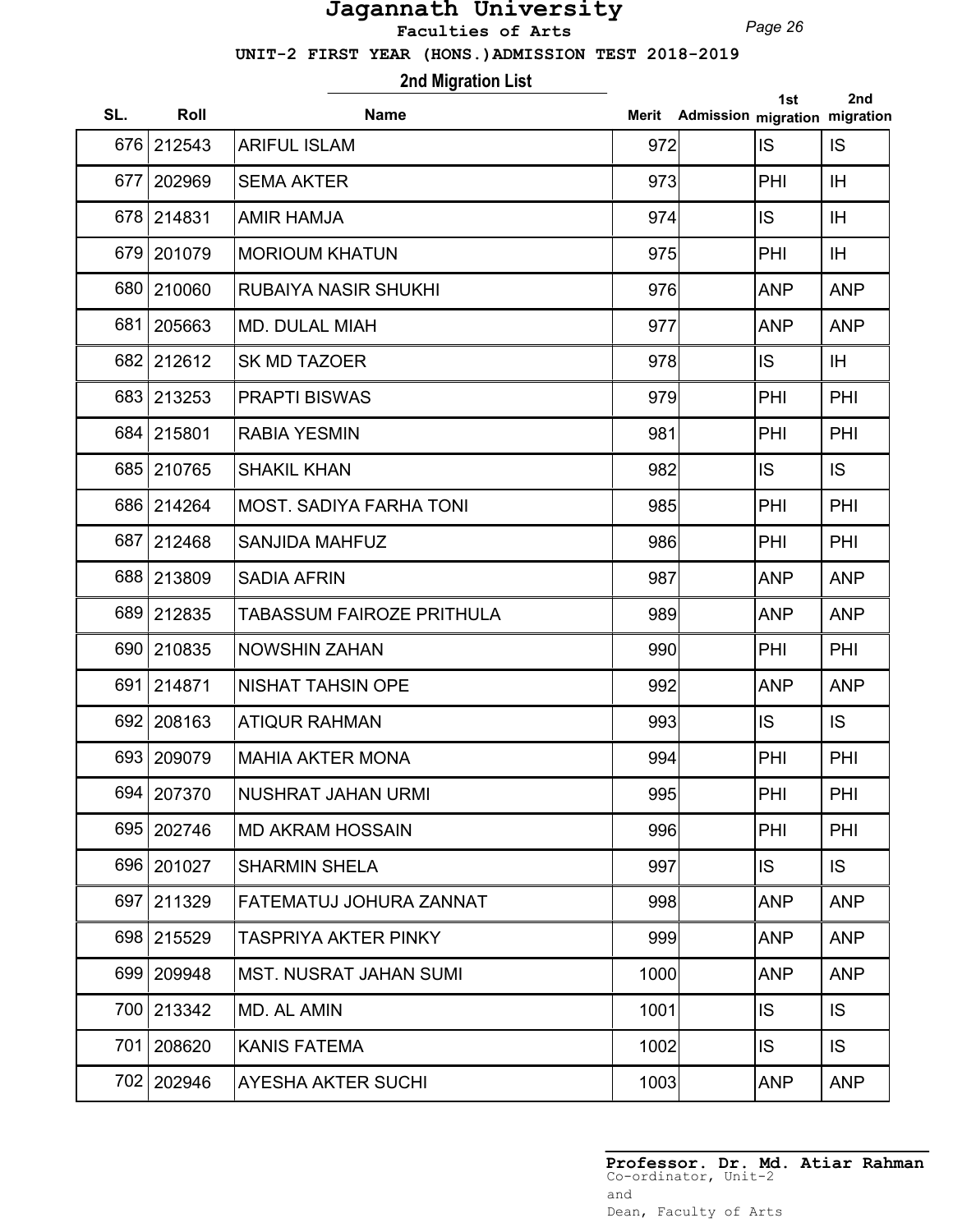# Jagannath University

**Faculties of Arts**

**UNIT-2 FIRST YEAR (HONS.)ADMISSION TEST 2018-2019**

## 2nd Migration List

| SL. | Roll | Name | Merit | Admission | 1st migration | 2nd migration |
|---|---|---|---|---|---|---|
| 676 | 212543 | ARIFUL ISLAM | 972 | | IS | IS |
| 677 | 202969 | SEMA AKTER | 973 | | PHI | IH |
| 678 | 214831 | AMIR HAMJA | 974 | | IS | IH |
| 679 | 201079 | MORIOUM KHATUN | 975 | | PHI | IH |
| 680 | 210060 | RUBAIYA NASIR SHUKHI | 976 | | ANP | ANP |
| 681 | 205663 | MD. DULAL MIAH | 977 | | ANP | ANP |
| 682 | 212612 | SK MD TAZOER | 978 | | IS | IH |
| 683 | 213253 | PRAPTI BISWAS | 979 | | PHI | PHI |
| 684 | 215801 | RABIA YESMIN | 981 | | PHI | PHI |
| 685 | 210765 | SHAKIL KHAN | 982 | | IS | IS |
| 686 | 214264 | MOST. SADIYA FARHA TONI | 985 | | PHI | PHI |
| 687 | 212468 | SANJIDA MAHFUZ | 986 | | PHI | PHI |
| 688 | 213809 | SADIA AFRIN | 987 | | ANP | ANP |
| 689 | 212835 | TABASSUM FAIROZE PRITHULA | 989 | | ANP | ANP |
| 690 | 210835 | NOWSHIN ZAHAN | 990 | | PHI | PHI |
| 691 | 214871 | NISHAT TAHSIN OPE | 992 | | ANP | ANP |
| 692 | 208163 | ATIQUR RAHMAN | 993 | | IS | IS |
| 693 | 209079 | MAHIA AKTER MONA | 994 | | PHI | PHI |
| 694 | 207370 | NUSHRAT JAHAN URMI | 995 | | PHI | PHI |
| 695 | 202746 | MD AKRAM HOSSAIN | 996 | | PHI | PHI |
| 696 | 201027 | SHARMIN SHELA | 997 | | IS | IS |
| 697 | 211329 | FATEMATUJ JOHURA ZANNAT | 998 | | ANP | ANP |
| 698 | 215529 | TASPRIYA AKTER PINKY | 999 | | ANP | ANP |
| 699 | 209948 | MST. NUSRAT JAHAN SUMI | 1000 | | ANP | ANP |
| 700 | 213342 | MD. AL AMIN | 1001 | | IS | IS |
| 701 | 208620 | KANIS FATEMA | 1002 | | IS | IS |
| 702 | 202946 | AYESHA AKTER SUCHI | 1003 | | ANP | ANP |

**Professor. Dr. Md. Atiar Rahman**
Co-ordinator, Unit-2
and
Dean, Faculty of Arts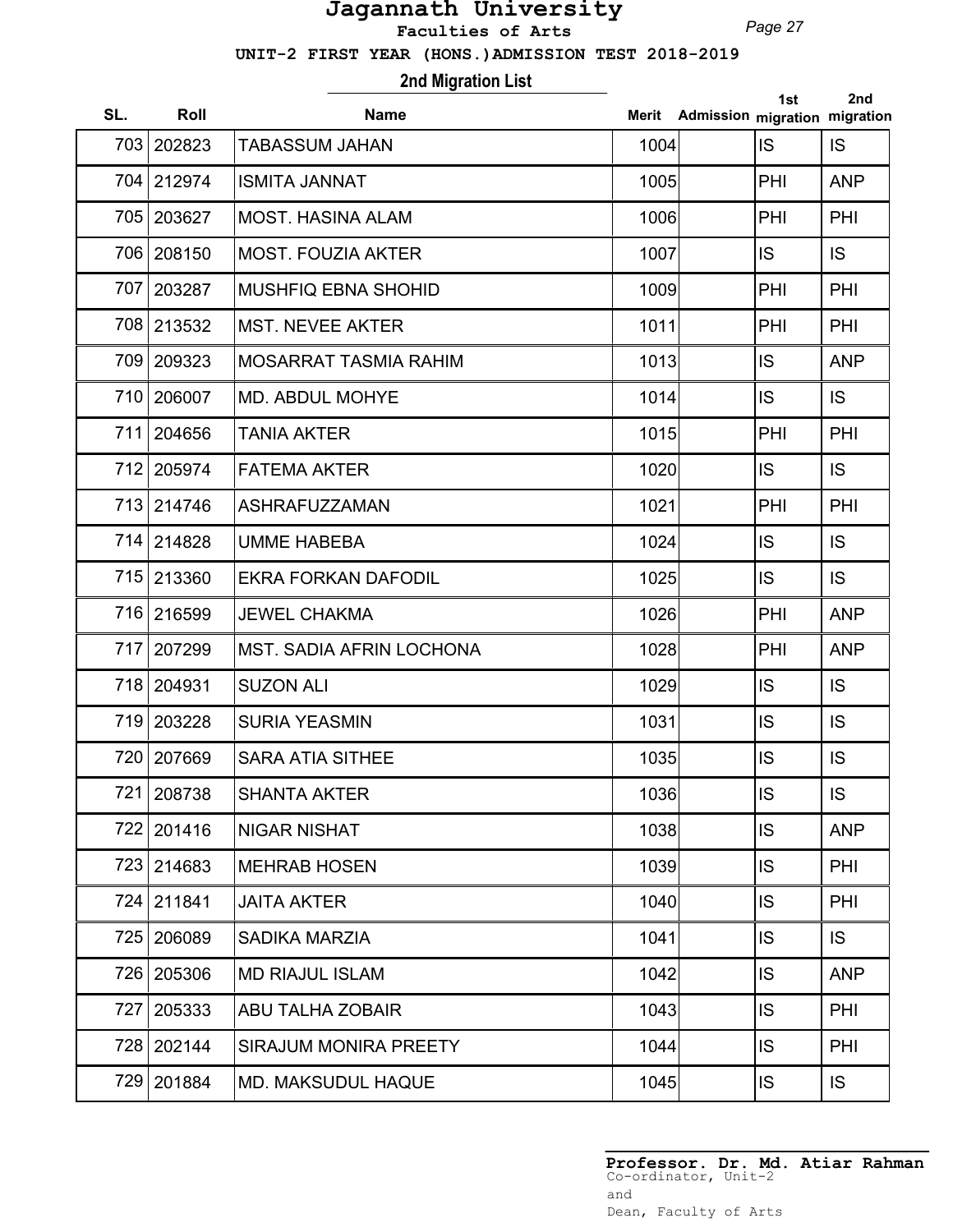# Jagannath University

**Faculties of Arts**

**UNIT-2 FIRST YEAR (HONS.)ADMISSION TEST 2018-2019**

## 2nd Migration List

| SL. | Roll | Name | Merit | Admission | 1st migration | 2nd migration |
|---|---|---|---|---|---|---|
| 703 | 202823 | TABASSUM JAHAN | 1004 | | IS | IS |
| 704 | 212974 | ISMITA JANNAT | 1005 | | PHI | ANP |
| 705 | 203627 | MOST. HASINA ALAM | 1006 | | PHI | PHI |
| 706 | 208150 | MOST. FOUZIA AKTER | 1007 | | IS | IS |
| 707 | 203287 | MUSHFIQ EBNA SHOHID | 1009 | | PHI | PHI |
| 708 | 213532 | MST. NEVEE AKTER | 1011 | | PHI | PHI |
| 709 | 209323 | MOSARRAT TASMIA RAHIM | 1013 | | IS | ANP |
| 710 | 206007 | MD. ABDUL MOHYE | 1014 | | IS | IS |
| 711 | 204656 | TANIA AKTER | 1015 | | PHI | PHI |
| 712 | 205974 | FATEMA AKTER | 1020 | | IS | IS |
| 713 | 214746 | ASHRAFUZZAMAN | 1021 | | PHI | PHI |
| 714 | 214828 | UMME HABEBA | 1024 | | IS | IS |
| 715 | 213360 | EKRA FORKAN DAFODIL | 1025 | | IS | IS |
| 716 | 216599 | JEWEL CHAKMA | 1026 | | PHI | ANP |
| 717 | 207299 | MST. SADIA AFRIN LOCHONA | 1028 | | PHI | ANP |
| 718 | 204931 | SUZON ALI | 1029 | | IS | IS |
| 719 | 203228 | SURIA YEASMIN | 1031 | | IS | IS |
| 720 | 207669 | SARA ATIA SITHEE | 1035 | | IS | IS |
| 721 | 208738 | SHANTA AKTER | 1036 | | IS | IS |
| 722 | 201416 | NIGAR NISHAT | 1038 | | IS | ANP |
| 723 | 214683 | MEHRAB HOSEN | 1039 | | IS | PHI |
| 724 | 211841 | JAITA AKTER | 1040 | | IS | PHI |
| 725 | 206089 | SADIKA MARZIA | 1041 | | IS | IS |
| 726 | 205306 | MD RIAJUL ISLAM | 1042 | | IS | ANP |
| 727 | 205333 | ABU TALHA ZOBAIR | 1043 | | IS | PHI |
| 728 | 202144 | SIRAJUM MONIRA PREETY | 1044 | | IS | PHI |
| 729 | 201884 | MD. MAKSUDUL HAQUE | 1045 | | IS | IS |

**Professor. Dr. Md. Atiar Rahman**
Co-ordinator, Unit-2
and
Dean, Faculty of Arts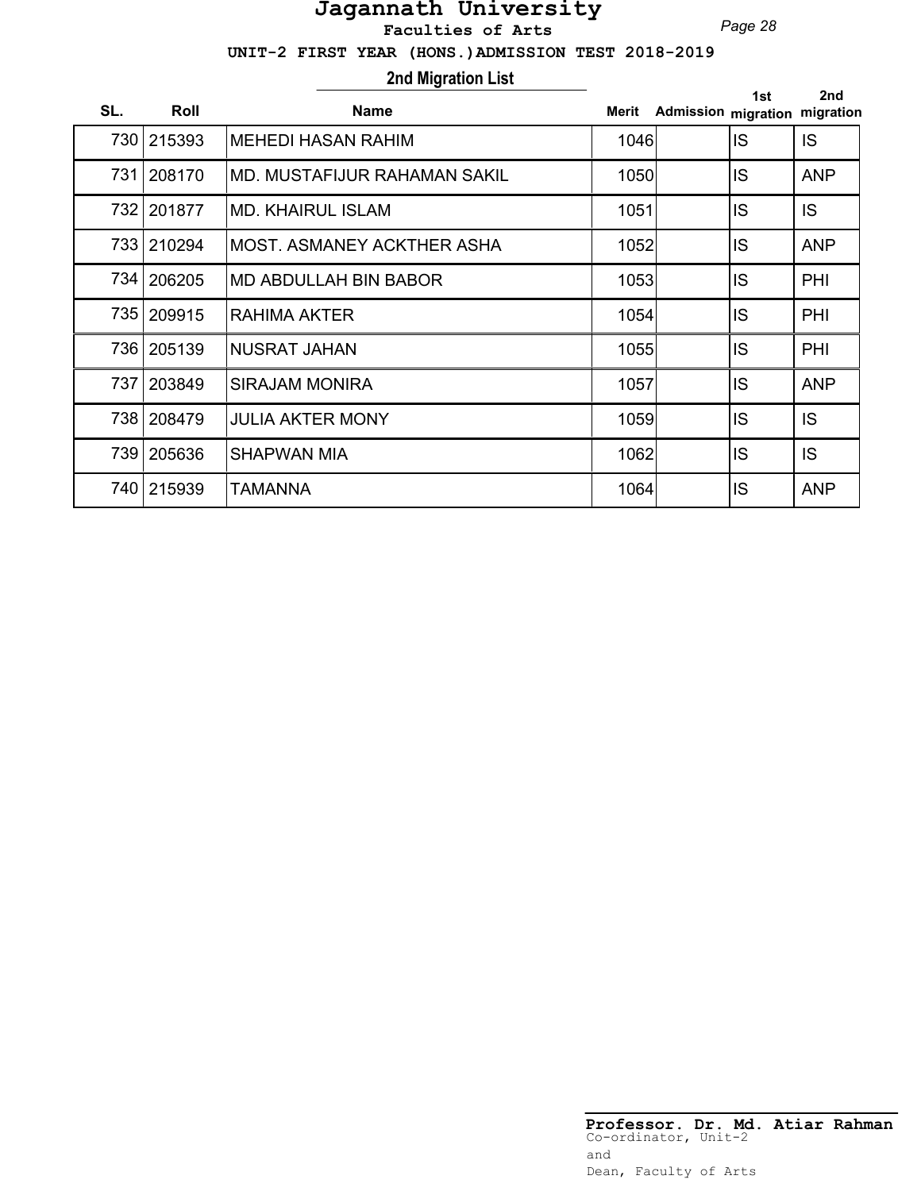# Jagannath University

**Faculties of Arts**

**UNIT-2 FIRST YEAR (HONS.)ADMISSION TEST 2018-2019**

## 2nd Migration List

| SL. | Roll | Name | Merit | Admission | 1st migration | 2nd migration |
|---|---|---|---|---|---|---|
| 730 | 215393 | MEHEDI HASAN RAHIM | 1046 | | IS | IS |
| 731 | 208170 | MD. MUSTAFIJUR RAHAMAN SAKIL | 1050 | | IS | ANP |
| 732 | 201877 | MD. KHAIRUL ISLAM | 1051 | | IS | IS |
| 733 | 210294 | MOST. ASMANEY ACKTHER ASHA | 1052 | | IS | ANP |
| 734 | 206205 | MD ABDULLAH BIN BABOR | 1053 | | IS | PHI |
| 735 | 209915 | RAHIMA AKTER | 1054 | | IS | PHI |
| 736 | 205139 | NUSRAT JAHAN | 1055 | | IS | PHI |
| 737 | 203849 | SIRAJAM MONIRA | 1057 | | IS | ANP |
| 738 | 208479 | JULIA AKTER MONY | 1059 | | IS | IS |
| 739 | 205636 | SHAPWAN MIA | 1062 | | IS | IS |
| 740 | 215939 | TAMANNA | 1064 | | IS | ANP |

**Professor. Dr. Md. Atiar Rahman**
Co-ordinator, Unit-2
and
Dean, Faculty of Arts